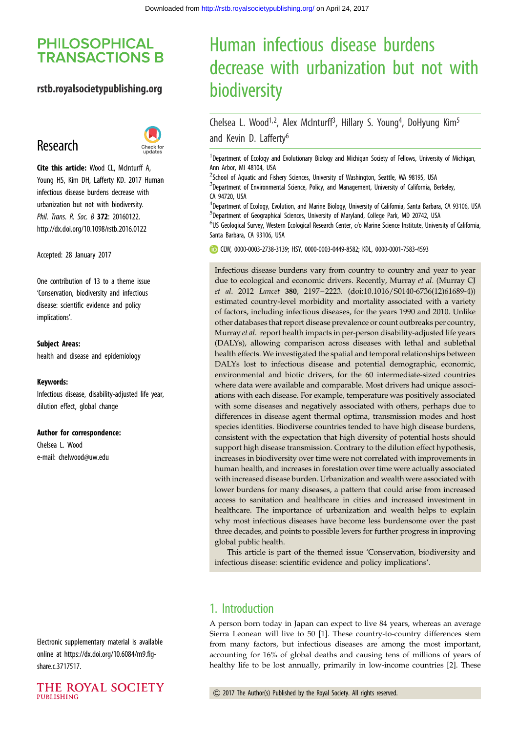# PHILOSOPHICAL TRANSACTIONS B

**rstb.royalsocietypublishing.org**

## Research

**Cite this article:** Wood CL, McInturff A, Young HS, Kim DH, Lafferty KD. 2017 Human infectious disease burdens decrease with urbanization but not with biodiversity. *Phil. Trans. R. Soc. B* **372**: 20160122. http://dx.doi.org/10.1098/rstb.2016.0122

Accepted: 28 January 2017

One contribution of 13 to a theme issue 'Conservation, biodiversity and infectious disease: scientific evidence and policy implications'.

**Subject Areas:**
health and disease and epidemiology

**Keywords:**
Infectious disease, disability-adjusted life year, dilution effect, global change

**Author for correspondence:**
Chelsea L. Wood
e-mail: chelwood@uw.edu

Electronic supplementary material is available online at https://dx.doi.org/10.6084/m9.figshare.c.3717517.

# Human infectious disease burdens decrease with urbanization but not with biodiversity

Chelsea L. Wood[1,2], Alex McInturff[3], Hillary S. Young[4], DoHyung Kim[5] and Kevin D. Lafferty[6]

[1]Department of Ecology and Evolutionary Biology and Michigan Society of Fellows, University of Michigan, Ann Arbor, MI 48104, USA
[2]School of Aquatic and Fishery Sciences, University of Washington, Seattle, WA 98195, USA
[3]Department of Environmental Science, Policy, and Management, University of California, Berkeley, CA 94720, USA
[4]Department of Ecology, Evolution, and Marine Biology, University of California, Santa Barbara, CA 93106, USA
[5]Department of Geographical Sciences, University of Maryland, College Park, MD 20742, USA
[6]US Geological Survey, Western Ecological Research Center, c/o Marine Science Institute, University of California, Santa Barbara, CA 93106, USA

CLW, 0000-0003-2738-3139; HSY, 0000-0003-0449-8582; KDL, 0000-0001-7583-4593

Infectious disease burdens vary from country to country and year to year due to ecological and economic drivers. Recently, Murray *et al.* (Murray CJ *et al.* 2012 *Lancet* **380**, 2197–2223. (doi:10.1016/S0140-6736(12)61689-4)) estimated country-level morbidity and mortality associated with a variety of factors, including infectious diseases, for the years 1990 and 2010. Unlike other databases that report disease prevalence or count outbreaks per country, Murray *et al.* report health impacts in per-person disability-adjusted life years (DALYs), allowing comparison across diseases with lethal and sublethal health effects. We investigated the spatial and temporal relationships between DALYs lost to infectious disease and potential demographic, economic, environmental and biotic drivers, for the 60 intermediate-sized countries where data were available and comparable. Most drivers had unique associations with each disease. For example, temperature was positively associated with some diseases and negatively associated with others, perhaps due to differences in disease agent thermal optima, transmission modes and host species identities. Biodiverse countries tended to have high disease burdens, consistent with the expectation that high diversity of potential hosts should support high disease transmission. Contrary to the dilution effect hypothesis, increases in biodiversity over time were not correlated with improvements in human health, and increases in forestation over time were actually associated with increased disease burden. Urbanization and wealth were associated with lower burdens for many diseases, a pattern that could arise from increased access to sanitation and healthcare in cities and increased investment in healthcare. The importance of urbanization and wealth helps to explain why most infectious diseases have become less burdensome over the past three decades, and points to possible levers for further progress in improving global public health.

This article is part of the themed issue 'Conservation, biodiversity and infectious disease: scientific evidence and policy implications'.

## 1. Introduction

A person born today in Japan can expect to live 84 years, whereas an average Sierra Leonean will live to 50 [1]. These country-to-country differences stem from many factors, but infectious diseases are among the most important, accounting for 16% of global deaths and causing tens of millions of years of healthy life to be lost annually, primarily in low-income countries [2]. These

© 2017 The Author(s) Published by the Royal Society. All rights reserved.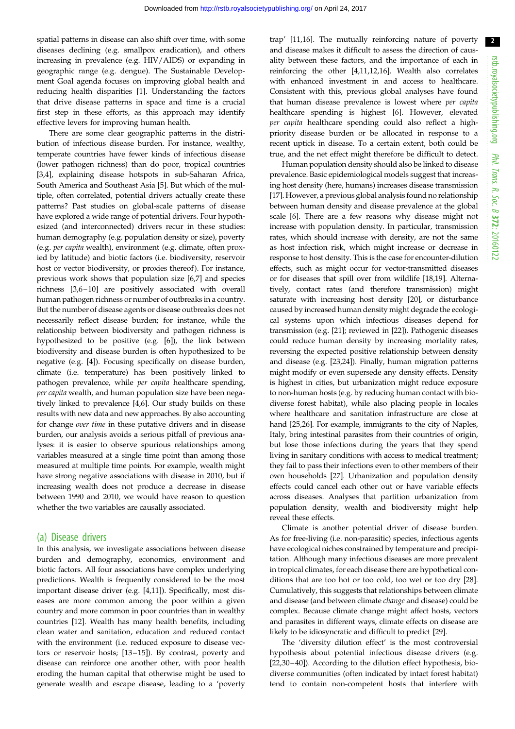spatial patterns in disease can also shift over time, with some diseases declining (e.g. smallpox eradication), and others increasing in prevalence (e.g. HIV/AIDS) or expanding in geographic range (e.g. dengue). The Sustainable Development Goal agenda focuses on improving global health and reducing health disparities [1]. Understanding the factors that drive disease patterns in space and time is a crucial first step in these efforts, as this approach may identify effective levers for improving human health.

There are some clear geographic patterns in the distribution of infectious disease burden. For instance, wealthy, temperate countries have fewer kinds of infectious disease (lower pathogen richness) than do poor, tropical countries [3,4], explaining disease hotspots in sub-Saharan Africa, South America and Southeast Asia [5]. But which of the multiple, often correlated, potential drivers actually create these patterns? Past studies on global-scale patterns of disease have explored a wide range of potential drivers. Four hypothesized (and interconnected) drivers recur in these studies: human demography (e.g. population density or size), poverty (e.g. *per capita* wealth), environment (e.g. climate, often proxied by latitude) and biotic factors (i.e. biodiversity, reservoir host or vector biodiversity, or proxies thereof). For instance, previous work shows that population size [6,7] and species richness [3,6–10] are positively associated with overall human pathogen richness or number of outbreaks in a country. But the number of disease agents or disease outbreaks does not necessarily reflect disease burden; for instance, while the relationship between biodiversity and pathogen richness is hypothesized to be positive (e.g. [6]), the link between biodiversity and disease burden is often hypothesized to be negative (e.g. [4]). Focusing specifically on disease burden, climate (i.e. temperature) has been positively linked to pathogen prevalence, while *per capita* healthcare spending, *per capita* wealth, and human population size have been negatively linked to prevalence [4,6]. Our study builds on these results with new data and new approaches. By also accounting for change *over time* in these putative drivers and in disease burden, our analysis avoids a serious pitfall of previous analyses: it is easier to observe spurious relationships among variables measured at a single time point than among those measured at multiple time points. For example, wealth might have strong negative associations with disease in 2010, but if increasing wealth does not produce a decrease in disease between 1990 and 2010, we would have reason to question whether the two variables are causally associated.

## (a) Disease drivers

In this analysis, we investigate associations between disease burden and demography, economics, environment and biotic factors. All four associations have complex underlying predictions. Wealth is frequently considered to be the most important disease driver (e.g. [4,11]). Specifically, most diseases are more common among the poor within a given country and more common in poor countries than in wealthy countries [12]. Wealth has many health benefits, including clean water and sanitation, education and reduced contact with the environment (i.e. reduced exposure to disease vectors or reservoir hosts; [13–15]). By contrast, poverty and disease can reinforce one another other, with poor health eroding the human capital that otherwise might be used to generate wealth and escape disease, leading to a 'poverty trap' [11,16]. The mutually reinforcing nature of poverty and disease makes it difficult to assess the direction of causality between these factors, and the importance of each in reinforcing the other [4,11,12,16]. Wealth also correlates with enhanced investment in and access to healthcare. Consistent with this, previous global analyses have found that human disease prevalence is lowest where *per capita* healthcare spending is highest [6]. However, elevated *per capita* healthcare spending could also reflect a high-priority disease burden or be allocated in response to a recent uptick in disease. To a certain extent, both could be true, and the net effect might therefore be difficult to detect.

Human population density should also be linked to disease prevalence. Basic epidemiological models suggest that increasing host density (here, humans) increases disease transmission [17]. However, a previous global analysis found no relationship between human density and disease prevalence at the global scale [6]. There are a few reasons why disease might not increase with population density. In particular, transmission rates, which should increase with density, are not the same as host infection risk, which might increase or decrease in response to host density. This is the case for encounter-dilution effects, such as might occur for vector-transmitted diseases or for diseases that spill over from wildlife [18,19]. Alternatively, contact rates (and therefore transmission) might saturate with increasing host density [20], or disturbance caused by increased human density might degrade the ecological systems upon which infectious diseases depend for transmission (e.g. [21]; reviewed in [22]). Pathogenic diseases could reduce human density by increasing mortality rates, reversing the expected positive relationship between density and disease (e.g. [23,24]). Finally, human migration patterns might modify or even supersede any density effects. Density is highest in cities, but urbanization might reduce exposure to non-human hosts (e.g. by reducing human contact with biodiverse forest habitat), while also placing people in locales where healthcare and sanitation infrastructure are close at hand [25,26]. For example, immigrants to the city of Naples, Italy, bring intestinal parasites from their countries of origin, but lose those infections during the years that they spend living in sanitary conditions with access to medical treatment; they fail to pass their infections even to other members of their own households [27]. Urbanization and population density effects could cancel each other out or have variable effects across diseases. Analyses that partition urbanization from population density, wealth and biodiversity might help reveal these effects.

Climate is another potential driver of disease burden. As for free-living (i.e. non-parasitic) species, infectious agents have ecological niches constrained by temperature and precipitation. Although many infectious diseases are more prevalent in tropical climates, for each disease there are hypothetical conditions that are too hot or too cold, too wet or too dry [28]. Cumulatively, this suggests that relationships between climate and disease (and between climate *change* and disease) could be complex. Because climate change might affect hosts, vectors and parasites in different ways, climate effects on disease are likely to be idiosyncratic and difficult to predict [29].

The 'diversity dilution effect' is the most controversial hypothesis about potential infectious disease drivers (e.g. [22,30–40]). According to the dilution effect hypothesis, biodiverse communities (often indicated by intact forest habitat) tend to contain non-competent hosts that interfere with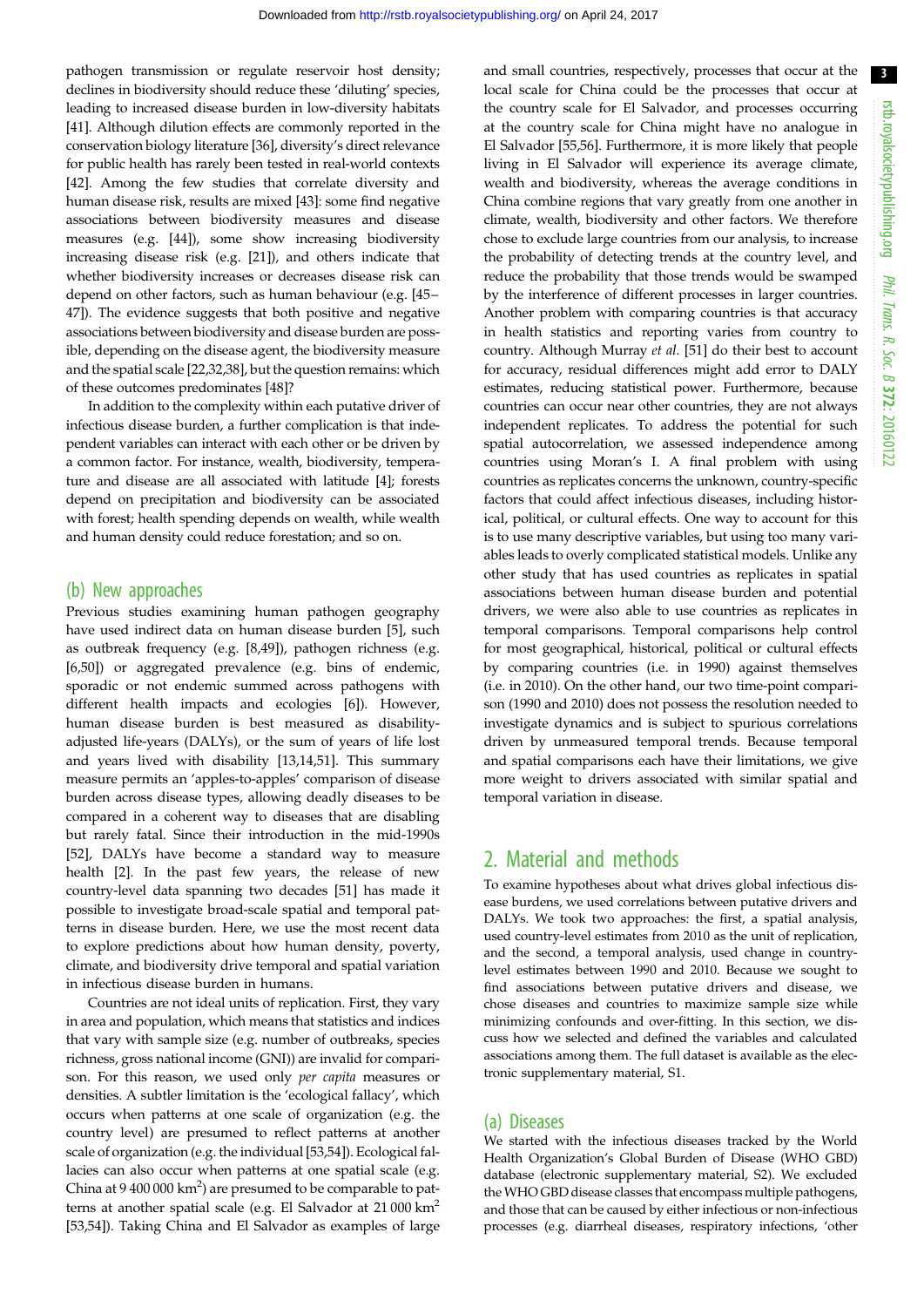pathogen transmission or regulate reservoir host density; declines in biodiversity should reduce these 'diluting' species, leading to increased disease burden in low-diversity habitats [41]. Although dilution effects are commonly reported in the conservation biology literature [36], diversity's direct relevance for public health has rarely been tested in real-world contexts [42]. Among the few studies that correlate diversity and human disease risk, results are mixed [43]: some find negative associations between biodiversity measures and disease measures (e.g. [44]), some show increasing biodiversity increasing disease risk (e.g. [21]), and others indicate that whether biodiversity increases or decreases disease risk can depend on other factors, such as human behaviour (e.g. [45–47]). The evidence suggests that both positive and negative associations between biodiversity and disease burden are possible, depending on the disease agent, the biodiversity measure and the spatial scale [22,32,38], but the question remains: which of these outcomes predominates [48]?

In addition to the complexity within each putative driver of infectious disease burden, a further complication is that independent variables can interact with each other or be driven by a common factor. For instance, wealth, biodiversity, temperature and disease are all associated with latitude [4]; forests depend on precipitation and biodiversity can be associated with forest; health spending depends on wealth, while wealth and human density could reduce forestation; and so on.

### (b) New approaches

Previous studies examining human pathogen geography have used indirect data on human disease burden [5], such as outbreak frequency (e.g. [8,49]), pathogen richness (e.g. [6,50]) or aggregated prevalence (e.g. bins of endemic, sporadic or not endemic summed across pathogens with different health impacts and ecologies [6]). However, human disease burden is best measured as disability-adjusted life-years (DALYs), or the sum of years of life lost and years lived with disability [13,14,51]. This summary measure permits an 'apples-to-apples' comparison of disease burden across disease types, allowing deadly diseases to be compared in a coherent way to diseases that are disabling but rarely fatal. Since their introduction in the mid-1990s [52], DALYs have become a standard way to measure health [2]. In the past few years, the release of new country-level data spanning two decades [51] has made it possible to investigate broad-scale spatial and temporal patterns in disease burden. Here, we use the most recent data to explore predictions about how human density, poverty, climate, and biodiversity drive temporal and spatial variation in infectious disease burden in humans.

Countries are not ideal units of replication. First, they vary in area and population, which means that statistics and indices that vary with sample size (e.g. number of outbreaks, species richness, gross national income (GNI)) are invalid for comparison. For this reason, we used only *per capita* measures or densities. A subtler limitation is the 'ecological fallacy', which occurs when patterns at one scale of organization (e.g. the country level) are presumed to reflect patterns at another scale of organization (e.g. the individual [53,54]). Ecological fallacies can also occur when patterns at one spatial scale (e.g. China at 9 400 000 km$^2$) are presumed to be comparable to patterns at another spatial scale (e.g. El Salvador at 21 000 km$^2$ [53,54]). Taking China and El Salvador as examples of large and small countries, respectively, processes that occur at the local scale for China could be the processes that occur at the country scale for El Salvador, and processes occurring at the country scale for China might have no analogue in El Salvador [55,56]. Furthermore, it is more likely that people living in El Salvador will experience its average climate, wealth and biodiversity, whereas the average conditions in China combine regions that vary greatly from one another in climate, wealth, biodiversity and other factors. We therefore chose to exclude large countries from our analysis, to increase the probability of detecting trends at the country level, and reduce the probability that those trends would be swamped by the interference of different processes in larger countries. Another problem with comparing countries is that accuracy in health statistics and reporting varies from country to country. Although Murray *et al.* [51] do their best to account for accuracy, residual differences might add error to DALY estimates, reducing statistical power. Furthermore, because countries can occur near other countries, they are not always independent replicates. To address the potential for such spatial autocorrelation, we assessed independence among countries using Moran's I. A final problem with using countries as replicates concerns the unknown, country-specific factors that could affect infectious diseases, including historical, political, or cultural effects. One way to account for this is to use many descriptive variables, but using too many variables leads to overly complicated statistical models. Unlike any other study that has used countries as replicates in spatial associations between human disease burden and potential drivers, we were also able to use countries as replicates in temporal comparisons. Temporal comparisons help control for most geographical, historical, political or cultural effects by comparing countries (i.e. in 1990) against themselves (i.e. in 2010). On the other hand, our two time-point comparison (1990 and 2010) does not possess the resolution needed to investigate dynamics and is subject to spurious correlations driven by unmeasured temporal trends. Because temporal and spatial comparisons each have their limitations, we give more weight to drivers associated with similar spatial and temporal variation in disease.

## 2. Material and methods

To examine hypotheses about what drives global infectious disease burdens, we used correlations between putative drivers and DALYs. We took two approaches: the first, a spatial analysis, used country-level estimates from 2010 as the unit of replication, and the second, a temporal analysis, used change in country-level estimates between 1990 and 2010. Because we sought to find associations between putative drivers and disease, we chose diseases and countries to maximize sample size while minimizing confounds and over-fitting. In this section, we discuss how we selected and defined the variables and calculated associations among them. The full dataset is available as the electronic supplementary material, S1.

### (a) Diseases

We started with the infectious diseases tracked by the World Health Organization's Global Burden of Disease (WHO GBD) database (electronic supplementary material, S2). We excluded the WHO GBD disease classes that encompass multiple pathogens, and those that can be caused by either infectious or non-infectious processes (e.g. diarrheal diseases, respiratory infections, 'other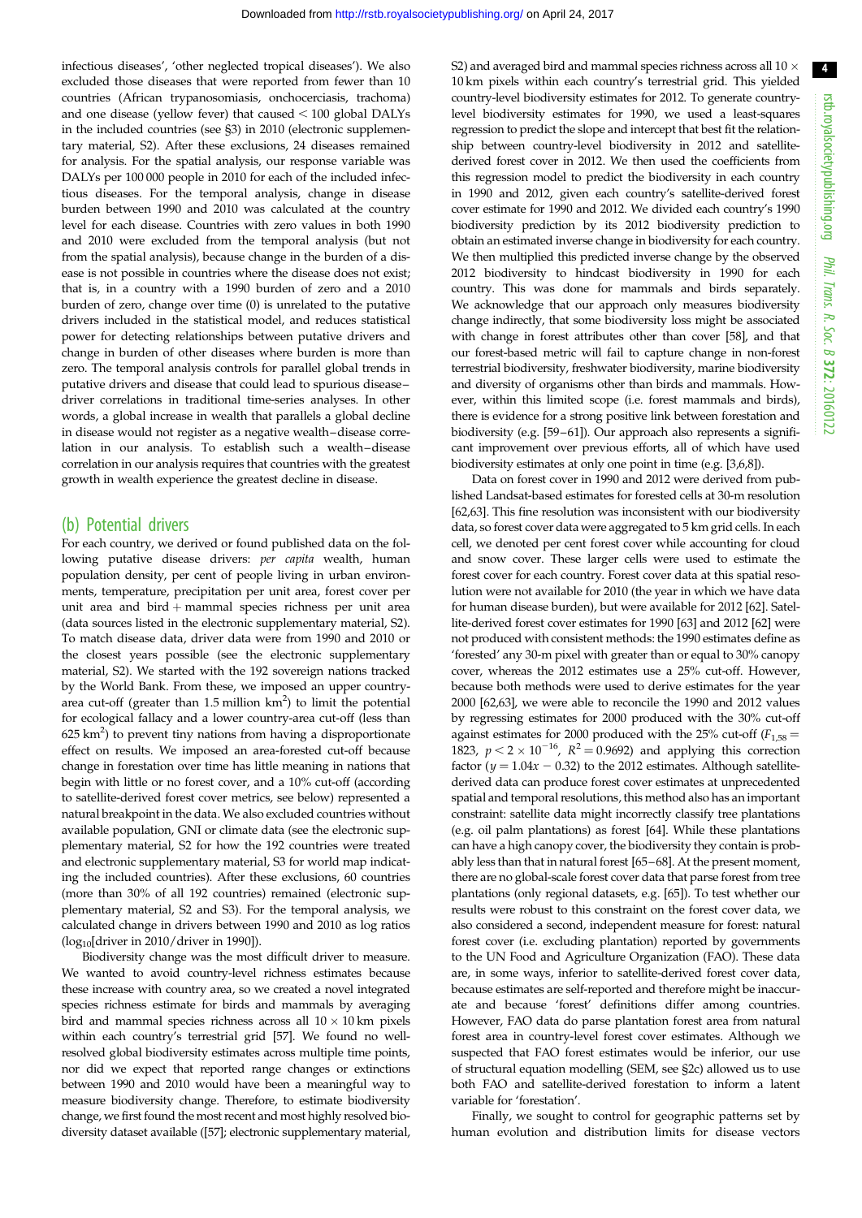infectious diseases', 'other neglected tropical diseases'). We also excluded those diseases that were reported from fewer than 10 countries (African trypanosomiasis, onchocerciasis, trachoma) and one disease (yellow fever) that caused < 100 global DALYs in the included countries (see §3) in 2010 (electronic supplementary material, S2). After these exclusions, 24 diseases remained for analysis. For the spatial analysis, our response variable was DALYs per 100 000 people in 2010 for each of the included infectious diseases. For the temporal analysis, change in disease burden between 1990 and 2010 was calculated at the country level for each disease. Countries with zero values in both 1990 and 2010 were excluded from the temporal analysis (but not from the spatial analysis), because change in the burden of a disease is not possible in countries where the disease does not exist; that is, in a country with a 1990 burden of zero and a 2010 burden of zero, change over time (0) is unrelated to the putative drivers included in the statistical model, and reduces statistical power for detecting relationships between putative drivers and change in burden of other diseases where burden is more than zero. The temporal analysis controls for parallel global trends in putative drivers and disease that could lead to spurious disease–driver correlations in traditional time-series analyses. In other words, a global increase in wealth that parallels a global decline in disease would not register as a negative wealth–disease correlation in our analysis. To establish such a wealth–disease correlation in our analysis requires that countries with the greatest growth in wealth experience the greatest decline in disease.

## (b) Potential drivers

For each country, we derived or found published data on the following putative disease drivers: *per capita* wealth, human population density, per cent of people living in urban environments, temperature, precipitation per unit area, forest cover per unit area and bird + mammal species richness per unit area (data sources listed in the electronic supplementary material, S2). To match disease data, driver data were from 1990 and 2010 or the closest years possible (see the electronic supplementary material, S2). We started with the 192 sovereign nations tracked by the World Bank. From these, we imposed an upper country-area cut-off (greater than 1.5 million km$^2$) to limit the potential for ecological fallacy and a lower country-area cut-off (less than 625 km$^2$) to prevent tiny nations from having a disproportionate effect on results. We imposed an area-forested cut-off because change in forestation over time has little meaning in nations that begin with little or no forest cover, and a 10% cut-off (according to satellite-derived forest cover metrics, see below) represented a natural breakpoint in the data. We also excluded countries without available population, GNI or climate data (see the electronic supplementary material, S2 for how the 192 countries were treated and electronic supplementary material, S3 for world map indicating the included countries). After these exclusions, 60 countries (more than 30% of all 192 countries) remained (electronic supplementary material, S2 and S3). For the temporal analysis, we calculated change in drivers between 1990 and 2010 as log ratios ($\log_{10}$[driver in 2010/driver in 1990]).

Biodiversity change was the most difficult driver to measure. We wanted to avoid country-level richness estimates because these increase with country area, so we created a novel integrated species richness estimate for birds and mammals by averaging bird and mammal species richness across all $10 \times 10$ km pixels within each country's terrestrial grid [57]. We found no well-resolved global biodiversity estimates across multiple time points, nor did we expect that reported range changes or extinctions between 1990 and 2010 would have been a meaningful way to measure biodiversity change. Therefore, to estimate biodiversity change, we first found the most recent and most highly resolved biodiversity dataset available ([57]; electronic supplementary material, S2) and averaged bird and mammal species richness across all $10 \times 10$ km pixels within each country's terrestrial grid. This yielded country-level biodiversity estimates for 2012. To generate country-level biodiversity estimates for 1990, we used a least-squares regression to predict the slope and intercept that best fit the relationship between country-level biodiversity in 2012 and satellite-derived forest cover in 2012. We then used the coefficients from this regression model to predict the biodiversity in each country in 1990 and 2012, given each country's satellite-derived forest cover estimate for 1990 and 2012. We divided each country's 1990 biodiversity prediction by its 2012 biodiversity prediction to obtain an estimated inverse change in biodiversity for each country. We then multiplied this predicted inverse change by the observed 2012 biodiversity to hindcast biodiversity in 1990 for each country. This was done for mammals and birds separately. We acknowledge that our approach only measures biodiversity change indirectly, that some biodiversity loss might be associated with change in forest attributes other than cover [58], and that our forest-based metric will fail to capture change in non-forest terrestrial biodiversity, freshwater biodiversity, marine biodiversity and diversity of organisms other than birds and mammals. However, within this limited scope (i.e. forest mammals and birds), there is evidence for a strong positive link between forestation and biodiversity (e.g. [59–61]). Our approach also represents a significant improvement over previous efforts, all of which have used biodiversity estimates at only one point in time (e.g. [3,6,8]).

Data on forest cover in 1990 and 2012 were derived from published Landsat-based estimates for forested cells at 30-m resolution [62,63]. This fine resolution was inconsistent with our biodiversity data, so forest cover data were aggregated to 5 km grid cells. In each cell, we denoted per cent forest cover while accounting for cloud and snow cover. These larger cells were used to estimate the forest cover for each country. Forest cover data at this spatial resolution were not available for 2010 (the year in which we have data for human disease burden), but were available for 2012 [62]. Satellite-derived forest cover estimates for 1990 [63] and 2012 [62] were not produced with consistent methods: the 1990 estimates define as 'forested' any 30-m pixel with greater than or equal to 30% canopy cover, whereas the 2012 estimates use a 25% cut-off. However, because both methods were used to derive estimates for the year 2000 [62,63], we were able to reconcile the 1990 and 2012 values by regressing estimates for 2000 produced with the 30% cut-off against estimates for 2000 produced with the 25% cut-off ($F_{1,58} = 1823$, $p < 2 \times 10^{-16}$, $R^2 = 0.9692$) and applying this correction factor ($y = 1.04x - 0.32$) to the 2012 estimates. Although satellite-derived data can produce forest cover estimates at unprecedented spatial and temporal resolutions, this method also has an important constraint: satellite data might incorrectly classify tree plantations (e.g. oil palm plantations) as forest [64]. While these plantations can have a high canopy cover, the biodiversity they contain is probably less than that in natural forest [65–68]. At the present moment, there are no global-scale forest cover data that parse forest from tree plantations (only regional datasets, e.g. [65]). To test whether our results were robust to this constraint on the forest cover data, we also considered a second, independent measure for forest: natural forest cover (i.e. excluding plantation) reported by governments to the UN Food and Agriculture Organization (FAO). These data are, in some ways, inferior to satellite-derived forest cover data, because estimates are self-reported and therefore might be inaccurate and because 'forest' definitions differ among countries. However, FAO data do parse plantation forest area from natural forest area in country-level forest cover estimates. Although we suspected that FAO forest estimates would be inferior, our use of structural equation modelling (SEM, see §2c) allowed us to use both FAO and satellite-derived forestation to inform a latent variable for 'forestation'.

Finally, we sought to control for geographic patterns set by human evolution and distribution limits for disease vectors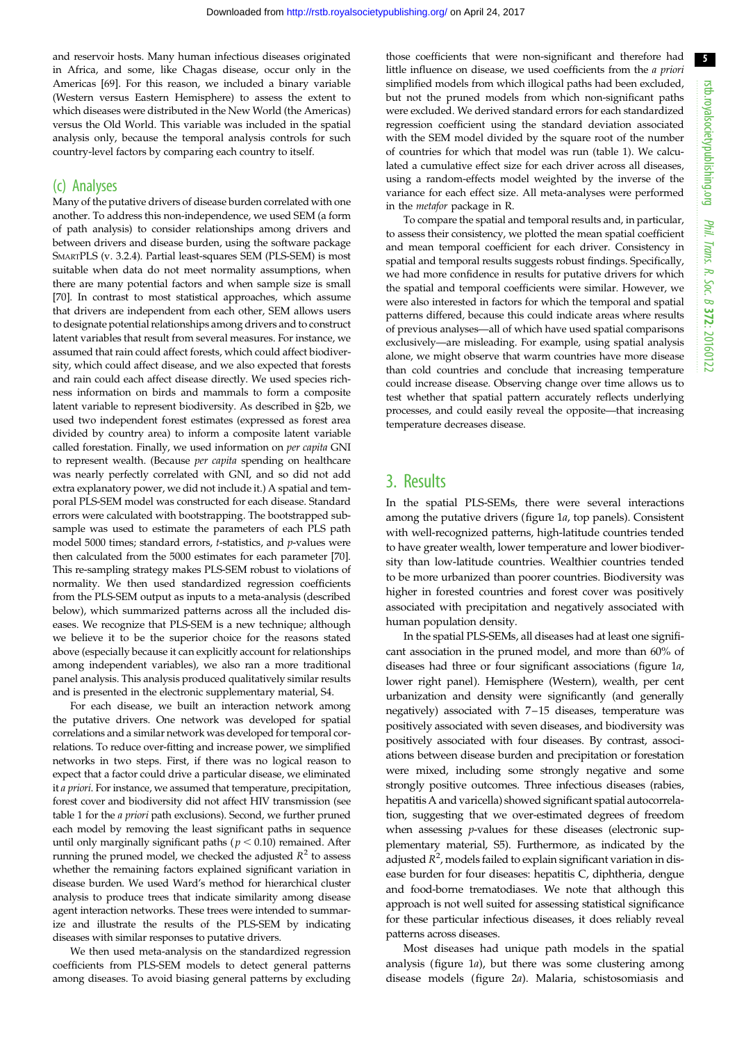and reservoir hosts. Many human infectious diseases originated in Africa, and some, like Chagas disease, occur only in the Americas [69]. For this reason, we included a binary variable (Western versus Eastern Hemisphere) to assess the extent to which diseases were distributed in the New World (the Americas) versus the Old World. This variable was included in the spatial analysis only, because the temporal analysis controls for such country-level factors by comparing each country to itself.

## (c) Analyses

Many of the putative drivers of disease burden correlated with one another. To address this non-independence, we used SEM (a form of path analysis) to consider relationships among drivers and between drivers and disease burden, using the software package SmartPLS (v. 3.2.4). Partial least-squares SEM (PLS-SEM) is most suitable when data do not meet normality assumptions, when there are many potential factors and when sample size is small [70]. In contrast to most statistical approaches, which assume that drivers are independent from each other, SEM allows users to designate potential relationships among drivers and to construct latent variables that result from several measures. For instance, we assumed that rain could affect forests, which could affect biodiversity, which could affect disease, and we also expected that forests and rain could each affect disease directly. We used species richness information on birds and mammals to form a composite latent variable to represent biodiversity. As described in §2b, we used two independent forest estimates (expressed as forest area divided by country area) to inform a composite latent variable called forestation. Finally, we used information on *per capita* GNI to represent wealth. (Because *per capita* spending on healthcare was nearly perfectly correlated with GNI, and so did not add extra explanatory power, we did not include it.) A spatial and temporal PLS-SEM model was constructed for each disease. Standard errors were calculated with bootstrapping. The bootstrapped subsample was used to estimate the parameters of each PLS path model 5000 times; standard errors, *t*-statistics, and *p*-values were then calculated from the 5000 estimates for each parameter [70]. This re-sampling strategy makes PLS-SEM robust to violations of normality. We then used standardized regression coefficients from the PLS-SEM output as inputs to a meta-analysis (described below), which summarized patterns across all the included diseases. We recognize that PLS-SEM is a new technique; although we believe it to be the superior choice for the reasons stated above (especially because it can explicitly account for relationships among independent variables), we also ran a more traditional panel analysis. This analysis produced qualitatively similar results and is presented in the electronic supplementary material, S4.

For each disease, we built an interaction network among the putative drivers. One network was developed for spatial correlations and a similar network was developed for temporal correlations. To reduce over-fitting and increase power, we simplified networks in two steps. First, if there was no logical reason to expect that a factor could drive a particular disease, we eliminated it *a priori*. For instance, we assumed that temperature, precipitation, forest cover and biodiversity did not affect HIV transmission (see table 1 for the *a priori* path exclusions). Second, we further pruned each model by removing the least significant paths in sequence until only marginally significant paths ($p < 0.10$) remained. After running the pruned model, we checked the adjusted $R^2$ to assess whether the remaining factors explained significant variation in disease burden. We used Ward's method for hierarchical cluster analysis to produce trees that indicate similarity among disease agent interaction networks. These trees were intended to summarize and illustrate the results of the PLS-SEM by indicating diseases with similar responses to putative drivers.

We then used meta-analysis on the standardized regression coefficients from PLS-SEM models to detect general patterns among diseases. To avoid biasing general patterns by excluding those coefficients that were non-significant and therefore had little influence on disease, we used coefficients from the *a priori* simplified models from which illogical paths had been excluded, but not the pruned models from which non-significant paths were excluded. We derived standard errors for each standardized regression coefficient using the standard deviation associated with the SEM model divided by the square root of the number of countries for which that model was run (table 1). We calculated a cumulative effect size for each driver across all diseases, using a random-effects model weighted by the inverse of the variance for each effect size. All meta-analyses were performed in the *metafor* package in R.

To compare the spatial and temporal results and, in particular, to assess their consistency, we plotted the mean spatial coefficient and mean temporal coefficient for each driver. Consistency in spatial and temporal results suggests robust findings. Specifically, we had more confidence in results for putative drivers for which the spatial and temporal coefficients were similar. However, we were also interested in factors for which the temporal and spatial patterns differed, because this could indicate areas where results of previous analyses—all of which have used spatial comparisons exclusively—are misleading. For example, using spatial analysis alone, we might observe that warm countries have more disease than cold countries and conclude that increasing temperature could increase disease. Observing change over time allows us to test whether that spatial pattern accurately reflects underlying processes, and could easily reveal the opposite—that increasing temperature decreases disease.

# 3. Results

In the spatial PLS-SEMs, there were several interactions among the putative drivers (figure 1*a*, top panels). Consistent with well-recognized patterns, high-latitude countries tended to have greater wealth, lower temperature and lower biodiversity than low-latitude countries. Wealthier countries tended to be more urbanized than poorer countries. Biodiversity was higher in forested countries and forest cover was positively associated with precipitation and negatively associated with human population density.

In the spatial PLS-SEMs, all diseases had at least one significant association in the pruned model, and more than 60% of diseases had three or four significant associations (figure 1*a*, lower right panel). Hemisphere (Western), wealth, per cent urbanization and density were significantly (and generally negatively) associated with 7–15 diseases, temperature was positively associated with seven diseases, and biodiversity was positively associated with four diseases. By contrast, associations between disease burden and precipitation or forestation were mixed, including some strongly negative and some strongly positive outcomes. Three infectious diseases (rabies, hepatitis A and varicella) showed significant spatial autocorrelation, suggesting that we over-estimated degrees of freedom when assessing *p*-values for these diseases (electronic supplementary material, S5). Furthermore, as indicated by the adjusted $R^2$, models failed to explain significant variation in disease burden for four diseases: hepatitis C, diphtheria, dengue and food-borne trematodiases. We note that although this approach is not well suited for assessing statistical significance for these particular infectious diseases, it does reliably reveal patterns across diseases.

Most diseases had unique path models in the spatial analysis (figure 1*a*), but there was some clustering among disease models (figure 2*a*). Malaria, schistosomiasis and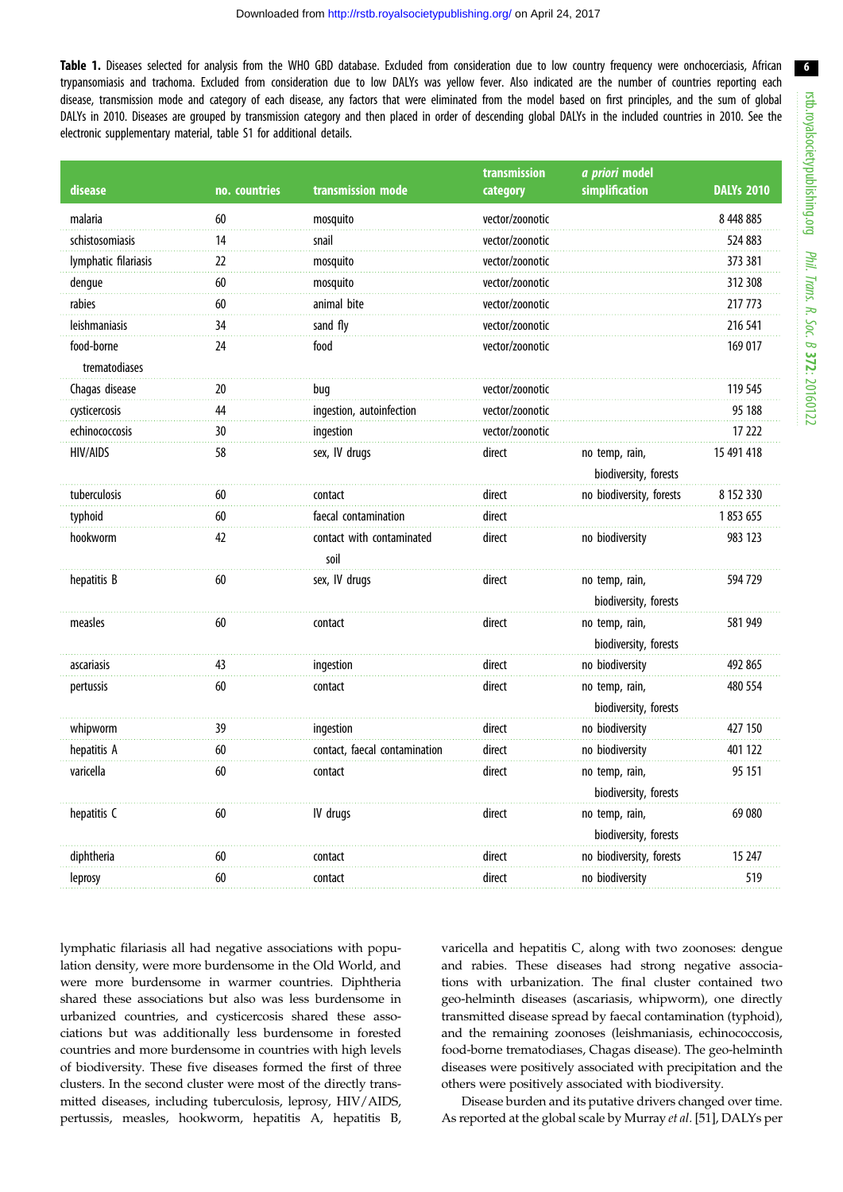**Table 1.** Diseases selected for analysis from the WHO GBD database. Excluded from consideration due to low country frequency were onchocerciasis, African trypansomiasis and trachoma. Excluded from consideration due to low DALYs was yellow fever. Also indicated are the number of countries reporting each disease, transmission mode and category of each disease, any factors that were eliminated from the model based on first principles, and the sum of global DALYs in 2010. Diseases are grouped by transmission category and then placed in order of descending global DALYs in the included countries in 2010. See the electronic supplementary material, table S1 for additional details.

| disease | no. countries | transmission mode | transmission category | *a priori* model simplification | DALYs 2010 |
|---|---|---|---|---|---|
| malaria | 60 | mosquito | vector/zoonotic | | 8 448 885 |
| schistosomiasis | 14 | snail | vector/zoonotic | | 524 883 |
| lymphatic filariasis | 22 | mosquito | vector/zoonotic | | 373 381 |
| dengue | 60 | mosquito | vector/zoonotic | | 312 308 |
| rabies | 60 | animal bite | vector/zoonotic | | 217 773 |
| leishmaniasis | 34 | sand fly | vector/zoonotic | | 216 541 |
| food-borne trematodiases | 24 | food | vector/zoonotic | | 169 017 |
| Chagas disease | 20 | bug | vector/zoonotic | | 119 545 |
| cysticercosis | 44 | ingestion, autoinfection | vector/zoonotic | | 95 188 |
| echinococcosis | 30 | ingestion | vector/zoonotic | | 17 222 |
| HIV/AIDS | 58 | sex, IV drugs | direct | no temp, rain, biodiversity, forests | 15 491 418 |
| tuberculosis | 60 | contact | direct | no biodiversity, forests | 8 152 330 |
| typhoid | 60 | faecal contamination | direct | | 1 853 655 |
| hookworm | 42 | contact with contaminated soil | direct | no biodiversity | 983 123 |
| hepatitis B | 60 | sex, IV drugs | direct | no temp, rain, biodiversity, forests | 594 729 |
| measles | 60 | contact | direct | no temp, rain, biodiversity, forests | 581 949 |
| ascariasis | 43 | ingestion | direct | no biodiversity | 492 865 |
| pertussis | 60 | contact | direct | no temp, rain, biodiversity, forests | 480 554 |
| whipworm | 39 | ingestion | direct | no biodiversity | 427 150 |
| hepatitis A | 60 | contact, faecal contamination | direct | no biodiversity | 401 122 |
| varicella | 60 | contact | direct | no temp, rain, biodiversity, forests | 95 151 |
| hepatitis C | 60 | IV drugs | direct | no temp, rain, biodiversity, forests | 69 080 |
| diphtheria | 60 | contact | direct | no biodiversity, forests | 15 247 |
| leprosy | 60 | contact | direct | no biodiversity | 519 |

lymphatic filariasis all had negative associations with population density, were more burdensome in the Old World, and were more burdensome in warmer countries. Diphtheria shared these associations but also was less burdensome in urbanized countries, and cysticercosis shared these associations but was additionally less burdensome in forested countries and more burdensome in countries with high levels of biodiversity. These five diseases formed the first of three clusters. In the second cluster were most of the directly transmitted diseases, including tuberculosis, leprosy, HIV/AIDS, pertussis, measles, hookworm, hepatitis A, hepatitis B, varicella and hepatitis C, along with two zoonoses: dengue and rabies. These diseases had strong negative associations with urbanization. The final cluster contained two geo-helminth diseases (ascariasis, whipworm), one directly transmitted disease spread by faecal contamination (typhoid), and the remaining zoonoses (leishmaniasis, echinococcosis, food-borne trematodiases, Chagas disease). The geo-helminth diseases were positively associated with precipitation and the others were positively associated with biodiversity.

Disease burden and its putative drivers changed over time. As reported at the global scale by Murray *et al.* [51], DALYs per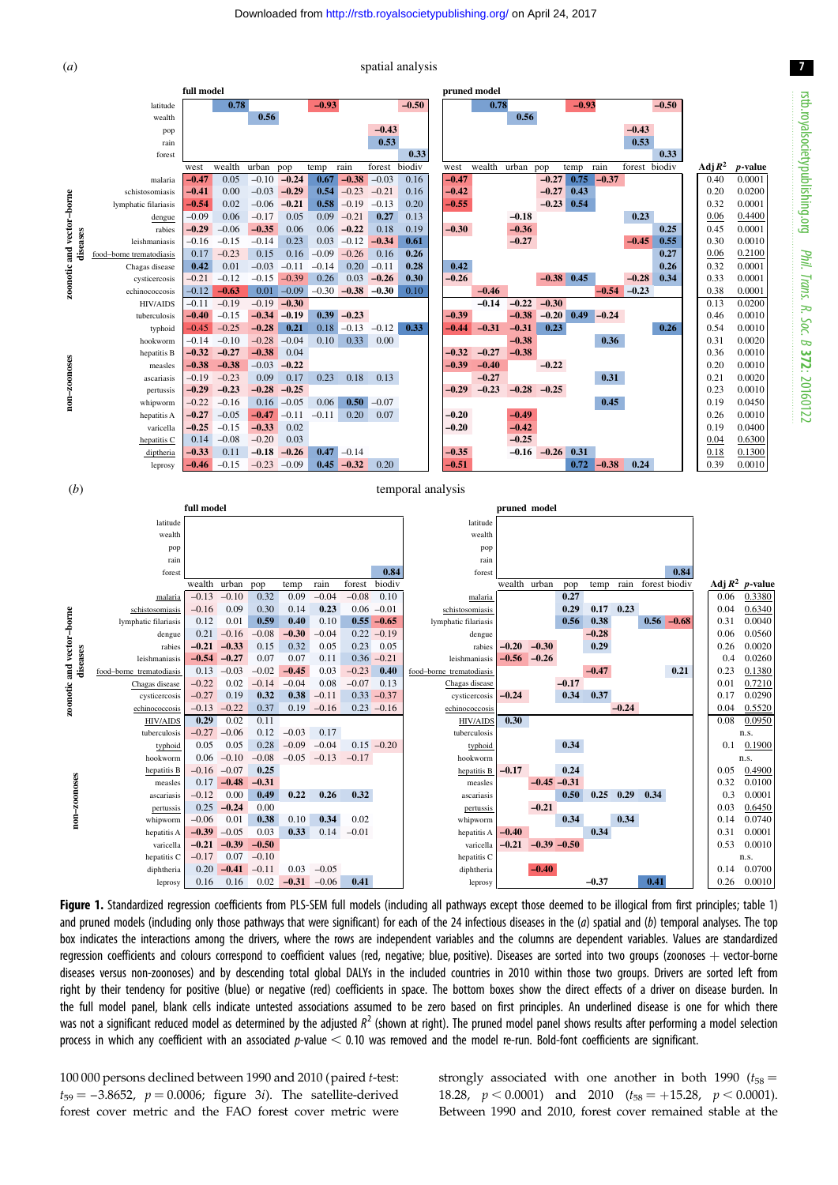(a) spatial analysis

**full model** and **pruned model** (driver interactions; identical in both models)

| | west | wealth | urban | pop | temp | rain | forest | biodiv |
|---|---|---|---|---|---|---|---|---|
| latitude | | 0.78 | | | −0.93 | | | −0.50 |
| wealth | | | 0.56 | | | | | |
| pop | | | | | | | −0.43 | |
| rain | | | | | | | 0.53 | |
| forest | | | | | | | | 0.33 |

**full model**

| group | disease | west | wealth | urban | pop | temp | rain | forest | biodiv |
|---|---|---|---|---|---|---|---|---|---|
| zoonotic and vector-borne diseases | malaria | −0.47 | 0.05 | −0.10 | −0.24 | 0.67 | −0.38 | −0.03 | 0.16 |
| | schistosomiasis | −0.41 | 0.00 | −0.03 | −0.29 | 0.54 | −0.23 | −0.21 | 0.16 |
| | lymphatic filariasis | −0.54 | 0.02 | −0.06 | −0.21 | 0.58 | −0.19 | −0.13 | 0.20 |
| | dengue | −0.09 | 0.06 | −0.17 | 0.05 | 0.09 | −0.21 | 0.27 | 0.13 |
| | rabies | −0.29 | −0.06 | −0.35 | 0.06 | 0.06 | −0.22 | 0.18 | 0.19 |
| | leishmaniasis | −0.16 | −0.15 | −0.14 | 0.23 | 0.03 | −0.12 | −0.34 | 0.61 |
| | food–borne trematodiasis | 0.17 | −0.23 | 0.15 | 0.16 | −0.09 | −0.26 | 0.16 | 0.26 |
| | Chagas disease | 0.42 | 0.01 | −0.03 | −0.11 | −0.14 | 0.20 | −0.11 | 0.28 |
| | cysticercosis | −0.21 | −0.12 | −0.15 | −0.39 | 0.26 | 0.03 | −0.26 | 0.30 |
| | echinococcosis | −0.12 | −0.63 | 0.01 | −0.09 | −0.30 | −0.38 | −0.30 | 0.10 |
| non-zoonoses | HIV/AIDS | −0.11 | −0.19 | −0.19 | −0.30 | | | | |
| | tuberculosis | −0.40 | −0.15 | −0.34 | −0.19 | 0.39 | −0.23 | | |
| | typhoid | −0.45 | −0.25 | −0.28 | 0.21 | 0.18 | −0.13 | −0.12 | 0.33 |
| | hookworm | −0.14 | −0.10 | −0.28 | −0.04 | 0.10 | 0.33 | 0.00 | |
| | hepatitis B | −0.32 | −0.27 | −0.38 | 0.04 | | | | |
| | measles | −0.38 | −0.38 | −0.03 | −0.22 | | | | |
| | ascariasis | −0.19 | −0.23 | 0.09 | 0.17 | 0.23 | 0.18 | 0.13 | |
| | pertussis | −0.29 | −0.23 | −0.28 | −0.25 | | | | |
| | whipworm | −0.22 | −0.16 | 0.16 | −0.05 | 0.06 | 0.50 | −0.07 | |
| | hepatitis A | −0.27 | −0.05 | −0.47 | −0.11 | −0.11 | 0.20 | 0.07 | |
| | varicella | −0.25 | −0.15 | −0.33 | 0.02 | | | | |
| | hepatitis C | 0.14 | −0.08 | −0.20 | 0.03 | | | | |
| | diptheria | −0.33 | 0.11 | −0.18 | −0.26 | 0.47 | −0.14 | | |
| | leprosy | −0.46 | −0.15 | −0.23 | −0.09 | 0.45 | −0.32 | 0.20 | |

**pruned model**

| group | disease | west | wealth | urban | pop | temp | rain | forest | biodiv | Adj $R^2$ | $p$-value |
|---|---|---|---|---|---|---|---|---|---|---|---|
| zoonotic and vector-borne diseases | malaria | −0.47 | | | −0.27 | 0.75 | −0.37 | | | 0.40 | 0.0001 |
| | schistosomiasis | −0.42 | | | −0.27 | 0.43 | | | | 0.20 | 0.0200 |
| | lymphatic filariasis | −0.55 | | | −0.23 | 0.54 | | | | 0.32 | 0.0001 |
| | dengue | | | −0.18 | | | | 0.23 | | 0.06 | 0.4400 |
| | rabies | −0.30 | | −0.36 | | | | | 0.25 | 0.45 | 0.0001 |
| | leishmaniasis | | | −0.27 | | | | −0.45 | 0.55 | 0.30 | 0.0010 |
| | food–borne trematodiasis | | | | | | | | 0.27 | 0.06 | 0.2100 |
| | Chagas disease | 0.42 | | | | | | | 0.26 | 0.32 | 0.0001 |
| | cysticercosis | −0.26 | | | −0.38 | 0.45 | | −0.28 | 0.34 | 0.33 | 0.0001 |
| | echinococcosis | | −0.46 | | | | −0.54 | −0.23 | | 0.38 | 0.0001 |
| non-zoonoses | HIV/AIDS | | −0.14 | −0.22 | −0.30 | | | | | 0.13 | 0.0200 |
| | tuberculosis | −0.39 | | −0.38 | −0.20 | 0.49 | −0.24 | | | 0.46 | 0.0010 |
| | typhoid | −0.44 | −0.31 | −0.31 | 0.23 | | | | 0.26 | 0.54 | 0.0010 |
| | hookworm | | | −0.38 | | | 0.36 | | | 0.31 | 0.0020 |
| | hepatitis B | −0.32 | −0.27 | −0.38 | | | | | | 0.36 | 0.0010 |
| | measles | −0.39 | −0.40 | | −0.22 | | | | | 0.20 | 0.0010 |
| | ascariasis | | | −0.27 | | | 0.31 | | | 0.21 | 0.0020 |
| | pertussis | −0.29 | −0.23 | −0.28 | −0.25 | | | | | 0.23 | 0.0010 |
| | whipworm | | | | | | 0.45 | | | 0.19 | 0.0450 |
| | hepatitis A | −0.20 | | −0.49 | | | | | | 0.26 | 0.0010 |
| | varicella | −0.20 | | −0.42 | | | | | | 0.19 | 0.0400 |
| | hepatitis C | | | −0.25 | | | | | | 0.04 | 0.6300 |
| | diptheria | −0.35 | | −0.16 | −0.26 | 0.31 | | | | 0.18 | 0.1300 |
| | leprosy | −0.51 | | | | 0.72 | −0.38 | 0.24 | | 0.39 | 0.0010 |

(b) temporal analysis

**full model** and **pruned model** (driver interactions; identical in both models)

| | wealth | urban | pop | temp | rain | forest | biodiv |
|---|---|---|---|---|---|---|---|
| latitude | | | | | | | |
| wealth | | | | | | | |
| pop | | | | | | | |
| rain | | | | | | | |
| forest | | | | | | | 0.84 |

**full model**

| group | disease | wealth | urban | pop | temp | rain | forest | biodiv |
|---|---|---|---|---|---|---|---|---|
| zoonotic and vector-borne diseases | malaria | −0.13 | −0.10 | 0.32 | 0.09 | −0.04 | −0.08 | 0.10 |
| | schistosomiasis | −0.16 | 0.09 | 0.30 | 0.14 | 0.23 | 0.06 | −0.01 |
| | lymphatic filariasis | 0.12 | 0.01 | 0.59 | 0.40 | 0.10 | 0.55 | −0.65 |
| | dengue | 0.21 | −0.16 | −0.08 | −0.30 | −0.04 | 0.22 | −0.19 |
| | rabies | −0.21 | −0.33 | 0.15 | 0.32 | 0.05 | 0.23 | 0.19 |
| | leishmaniasis | −0.54 | −0.27 | 0.07 | 0.07 | 0.11 | 0.36 | −0.21 |
| | food–borne trematodiasis | 0.13 | −0.03 | −0.02 | −0.45 | 0.03 | −0.23 | 0.40 |
| | Chagas disease | −0.22 | 0.02 | −0.14 | −0.04 | 0.08 | −0.07 | 0.13 |
| | cysticercosis | −0.27 | 0.19 | 0.32 | 0.38 | −0.11 | 0.33 | −0.37 |
| | echinococcosis | −0.13 | −0.22 | 0.37 | 0.19 | −0.16 | 0.23 | −0.16 |
| non-zoonoses | HIV/AIDS | 0.29 | 0.02 | 0.11 | | | | |
| | tuberculosis | −0.27 | −0.06 | 0.12 | −0.03 | 0.17 | | |
| | typhoid | 0.05 | 0.05 | 0.28 | −0.09 | −0.04 | 0.15 | −0.20 |
| | hookworm | 0.06 | −0.10 | −0.08 | −0.05 | −0.13 | −0.17 | |
| | hepatitis B | −0.16 | −0.07 | 0.25 | | | | |
| | measles | 0.17 | −0.48 | −0.31 | | | | |
| | ascariasis | −0.12 | 0.00 | 0.49 | 0.22 | 0.26 | 0.32 | |
| | pertussis | 0.25 | −0.24 | 0.00 | | | | |
| | whipworm | −0.06 | 0.01 | 0.38 | 0.10 | 0.34 | 0.02 | |
| | hepatitis A | −0.39 | −0.05 | 0.03 | 0.33 | 0.14 | −0.01 | |
| | varicella | −0.21 | −0.39 | −0.50 | | | | |
| | hepatitis C | −0.17 | 0.07 | −0.10 | | | | |
| | diphtheria | 0.20 | −0.41 | −0.11 | 0.03 | −0.05 | | |
| | leprosy | 0.16 | 0.16 | 0.02 | −0.31 | −0.06 | 0.41 | |

**pruned model**

| group | disease | wealth | urban | pop | temp | rain | forest | biodiv | Adj $R^2$ | $p$-value |
|---|---|---|---|---|---|---|---|---|---|---|
| zoonotic and vector-borne diseases | malaria | | | 0.27 | | | | | 0.06 | 0.3380 |
| | schistosomiasis | | | 0.29 | 0.17 | 0.23 | | | 0.04 | 0.6340 |
| | lymphatic filariasis | | | 0.56 | 0.38 | | 0.56 | −0.68 | 0.31 | 0.0040 |
| | dengue | | | | −0.28 | | | | 0.06 | 0.0560 |
| | rabies | −0.20 | −0.30 | | 0.29 | | | | 0.26 | 0.0020 |
| | leishmaniasis | −0.56 | −0.26 | | | | | | 0.4 | 0.0260 |
| | food–borne trematodiasis | | | | −0.47 | | | 0.21 | 0.23 | 0.1380 |
| | Chagas disease | | | −0.17 | | | | | 0.01 | 0.7210 |
| | cysticercosis | −0.24 | | 0.34 | 0.37 | | | | 0.17 | 0.0290 |
| | echinococcosis | | | | | −0.24 | | | 0.04 | 0.5520 |
| non-zoonoses | HIV/AIDS | 0.30 | | | | | | | 0.08 | 0.0950 |
| | tuberculosis | | | | | | | | | n.s. |
| | typhoid | | | 0.34 | | | | | 0.1 | 0.1900 |
| | hookworm | | | | | | | | | n.s. |
| | hepatitis B | −0.17 | | 0.24 | | | | | 0.05 | 0.4900 |
| | measles | | −0.45 | −0.31 | | | | | 0.32 | 0.0100 |
| | ascariasis | | | 0.50 | 0.25 | 0.29 | 0.34 | | 0.3 | 0.0001 |
| | pertussis | | −0.21 | | | | | | 0.03 | 0.6450 |
| | whipworm | | | 0.34 | | 0.34 | | | 0.14 | 0.0740 |
| | hepatitis A | −0.40 | | | 0.34 | | | | 0.31 | 0.0001 |
| | varicella | −0.21 | −0.39 | −0.50 | | | | | 0.53 | 0.0010 |
| | hepatitis C | | | | | | | | | n.s. |
| | diphtheria | | −0.40 | | | | | | 0.14 | 0.0700 |
| | leprosy | | | | −0.37 | | 0.41 | | 0.26 | 0.0010 |

**Figure 1.** Standardized regression coefficients from PLS-SEM full models (including all pathways except those deemed to be illogical from first principles; table 1) and pruned models (including only those pathways that were significant) for each of the 24 infectious diseases in the (*a*) spatial and (*b*) temporal analyses. The top box indicates the interactions among the drivers, where the rows are independent variables and the columns are dependent variables. Values are standardized regression coefficients and colours correspond to coefficient values (red, negative; blue, positive). Diseases are sorted into two groups (zoonoses + vector-borne diseases versus non-zoonoses) and by descending total global DALYs in the included countries in 2010 within those two groups. Drivers are sorted left from right by their tendency for positive (blue) or negative (red) coefficients in space. The bottom boxes show the direct effects of a driver on disease burden. In the full model panel, blank cells indicate untested associations assumed to be zero based on first principles. An underlined disease is one for which there was not a significant reduced model as determined by the adjusted $R^2$ (shown at right). The pruned model panel shows results after performing a model selection process in which any coefficient with an associated $p$-value $< 0.10$ was removed and the model re-run. Bold-font coefficients are significant.

100 000 persons declined between 1990 and 2010 (paired $t$-test: $t_{59} = -3.8652$, $p = 0.0006$; figure 3*i*). The satellite-derived forest cover metric and the FAO forest cover metric were strongly associated with one another in both 1990 ($t_{58} = 18.28$, $p < 0.0001$) and 2010 ($t_{58} = +15.28$, $p < 0.0001$). Between 1990 and 2010, forest cover remained stable at the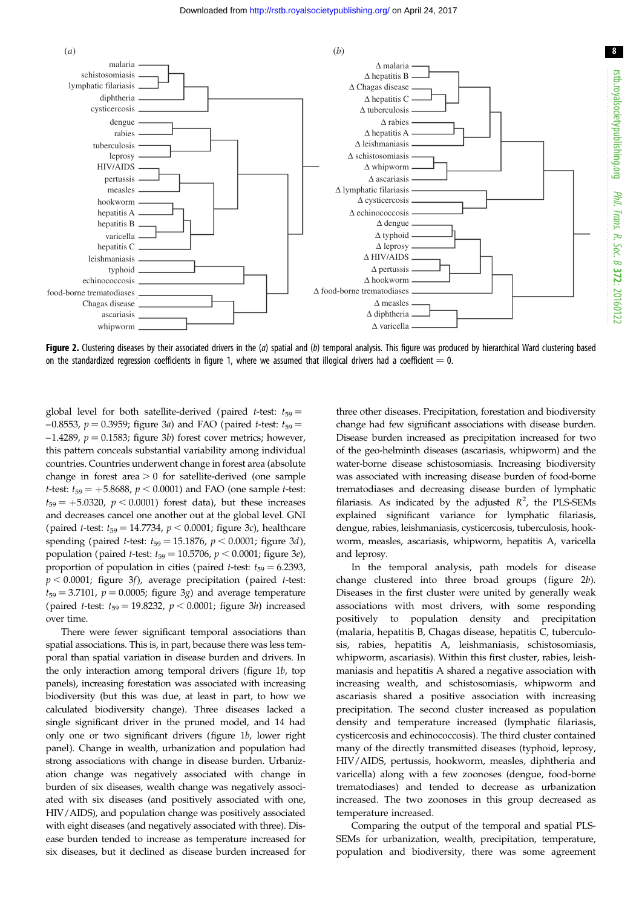(a)

malaria
schistosomiasis
lymphatic filariasis
diphtheria
cysticercosis
dengue
rabies
tuberculosis
leprosy
HIV/AIDS
pertussis
measles
hookworm
hepatitis A
hepatitis B
varicella
hepatitis C
leishmaniasis
typhoid
echinococcosis
food-borne trematodiases
Chagas disease
ascariasis
whipworm

(b)

Δ malaria
Δ hepatitis B
Δ Chagas disease
Δ hepatitis C
Δ tuberculosis
Δ rabies
Δ hepatitis A
Δ leishmaniasis
Δ schistosomiasis
Δ whipworm
Δ ascariasis
Δ lymphatic filariasis
Δ cysticercosis
Δ echinococcosis
Δ dengue
Δ typhoid
Δ leprosy
Δ HIV/AIDS
Δ pertussis
Δ hookworm
Δ food-borne trematodiases
Δ measles
Δ diphtheria
Δ varicella

**Figure 2.** Clustering diseases by their associated drivers in the (*a*) spatial and (*b*) temporal analysis. This figure was produced by hierarchical Ward clustering based on the standardized regression coefficients in figure 1, where we assumed that illogical drivers had a coefficient = 0.

global level for both satellite-derived (paired *t*-test: $t_{59} = -0.8553$, $p = 0.3959$; figure 3*a*) and FAO (paired *t*-test: $t_{59} = -1.4289$, $p = 0.1583$; figure 3*b*) forest cover metrics; however, this pattern conceals substantial variability among individual countries. Countries underwent change in forest area (absolute change in forest area > 0 for satellite-derived (one sample *t*-test: $t_{59} = +5.8688$, $p < 0.0001$) and FAO (one sample *t*-test: $t_{59} = +5.0320$, $p < 0.0001$) forest data), but these increases and decreases cancel one another out at the global level. GNI (paired *t*-test: $t_{59} = 14.7734$, $p < 0.0001$; figure 3*c*), healthcare spending (paired *t*-test: $t_{59} = 15.1876$, $p < 0.0001$; figure 3*d*), population (paired *t*-test: $t_{59} = 10.5706$, $p < 0.0001$; figure 3*e*), proportion of population in cities (paired *t*-test: $t_{59} = 6.2393$, $p < 0.0001$; figure 3*f*), average precipitation (paired *t*-test: $t_{59} = 3.7101$, $p = 0.0005$; figure 3*g*) and average temperature (paired *t*-test: $t_{59} = 19.8232$, $p < 0.0001$; figure 3*h*) increased over time.

There were fewer significant temporal associations than spatial associations. This is, in part, because there was less temporal than spatial variation in disease burden and drivers. In the only interaction among temporal drivers (figure 1*b*, top panels), increasing forestation was associated with increasing biodiversity (but this was due, at least in part, to how we calculated biodiversity change). Three diseases lacked a single significant driver in the pruned model, and 14 had only one or two significant drivers (figure 1*b*, lower right panel). Change in wealth, urbanization and population had strong associations with change in disease burden. Urbanization change was negatively associated with change in burden of six diseases, wealth change was negatively associated with six diseases (and positively associated with one, HIV/AIDS), and population change was positively associated with eight diseases (and negatively associated with three). Disease burden tended to increase as temperature increased for six diseases, but it declined as disease burden increased for three other diseases. Precipitation, forestation and biodiversity change had few significant associations with disease burden. Disease burden increased as precipitation increased for two of the geo-helminth diseases (ascariasis, whipworm) and the water-borne disease schistosomiasis. Increasing biodiversity was associated with increasing disease burden of food-borne trematodiases and decreasing disease burden of lymphatic filariasis. As indicated by the adjusted $R^2$, the PLS-SEMs explained significant variance for lymphatic filariasis, dengue, rabies, leishmaniasis, cysticercosis, tuberculosis, hookworm, measles, ascariasis, whipworm, hepatitis A, varicella and leprosy.

In the temporal analysis, path models for disease change clustered into three broad groups (figure 2*b*). Diseases in the first cluster were united by generally weak associations with most drivers, with some responding positively to population density and precipitation (malaria, hepatitis B, Chagas disease, hepatitis C, tuberculosis, rabies, hepatitis A, leishmaniasis, schistosomiasis, whipworm, ascariasis). Within this first cluster, rabies, leishmaniasis and hepatitis A shared a negative association with increasing wealth, and schistosomiasis, whipworm and ascariasis shared a positive association with increasing precipitation. The second cluster increased as population density and temperature increased (lymphatic filariasis, cysticercosis and echinococcosis). The third cluster contained many of the directly transmitted diseases (typhoid, leprosy, HIV/AIDS, pertussis, hookworm, measles, diphtheria and varicella) along with a few zoonoses (dengue, food-borne trematodiases) and tended to decrease as urbanization increased. The two zoonoses in this group decreased as temperature increased.

Comparing the output of the temporal and spatial PLS-SEMs for urbanization, wealth, precipitation, temperature, population and biodiversity, there was some agreement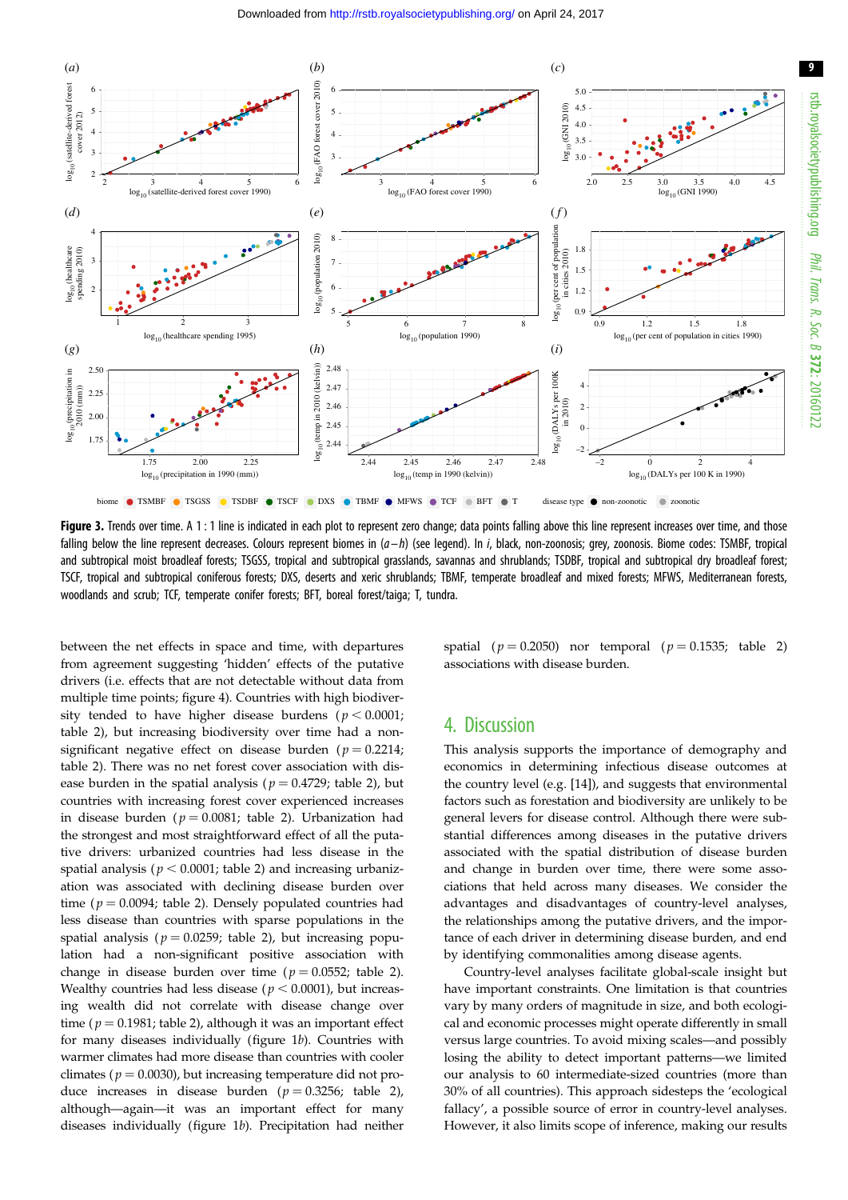**Figure 3.** Trends over time. A 1 : 1 line is indicated in each plot to represent zero change; data points falling above this line represent increases over time, and those falling below the line represent decreases. Colours represent biomes in (*a*–*h*) (see legend). In *i*, black, non-zoonosis; grey, zoonosis. Biome codes: TSMBF, tropical and subtropical moist broadleaf forests; TSGSS, tropical and subtropical grasslands, savannas and shrublands; TSDBF, tropical and subtropical dry broadleaf forest; TSCF, tropical and subtropical coniferous forests; DXS, deserts and xeric shrublands; TBMF, temperate broadleaf and mixed forests; MFWS, Mediterranean forests, woodlands and scrub; TCF, temperate conifer forests; BFT, boreal forest/taiga; T, tundra.

between the net effects in space and time, with departures from agreement suggesting 'hidden' effects of the putative drivers (i.e. effects that are not detectable without data from multiple time points; figure 4). Countries with high biodiversity tended to have higher disease burdens ($p < 0.0001$; table 2), but increasing biodiversity over time had a non-significant negative effect on disease burden ($p = 0.2214$; table 2). There was no net forest cover association with disease burden in the spatial analysis ($p = 0.4729$; table 2), but countries with increasing forest cover experienced increases in disease burden ($p = 0.0081$; table 2). Urbanization had the strongest and most straightforward effect of all the putative drivers: urbanized countries had less disease in the spatial analysis ($p < 0.0001$; table 2) and increasing urbanization was associated with declining disease burden over time ($p = 0.0094$; table 2). Densely populated countries had less disease than countries with sparse populations in the spatial analysis ($p = 0.0259$; table 2), but increasing population had a non-significant positive association with change in disease burden over time ($p = 0.0552$; table 2). Wealthy countries had less disease ($p < 0.0001$), but increasing wealth did not correlate with disease change over time ($p = 0.1981$; table 2), although it was an important effect for many diseases individually (figure 1*b*). Countries with warmer climates had more disease than countries with cooler climates ($p = 0.0030$), but increasing temperature did not produce increases in disease burden ($p = 0.3256$; table 2), although—again—it was an important effect for many diseases individually (figure 1*b*). Precipitation had neither spatial ($p = 0.2050$) nor temporal ($p = 0.1535$; table 2) associations with disease burden.

## 4. Discussion

This analysis supports the importance of demography and economics in determining infectious disease outcomes at the country level (e.g. [14]), and suggests that environmental factors such as forestation and biodiversity are unlikely to be general levers for disease control. Although there were substantial differences among diseases in the putative drivers associated with the spatial distribution of disease burden and change in burden over time, there were some associations that held across many diseases. We consider the advantages and disadvantages of country-level analyses, the relationships among the putative drivers, and the importance of each driver in determining disease burden, and end by identifying commonalities among disease agents.

Country-level analyses facilitate global-scale insight but have important constraints. One limitation is that countries vary by many orders of magnitude in size, and both ecological and economic processes might operate differently in small versus large countries. To avoid mixing scales—and possibly losing the ability to detect important patterns—we limited our analysis to 60 intermediate-sized countries (more than 30% of all countries). This approach sidesteps the 'ecological fallacy', a possible source of error in country-level analyses. However, it also limits scope of inference, making our results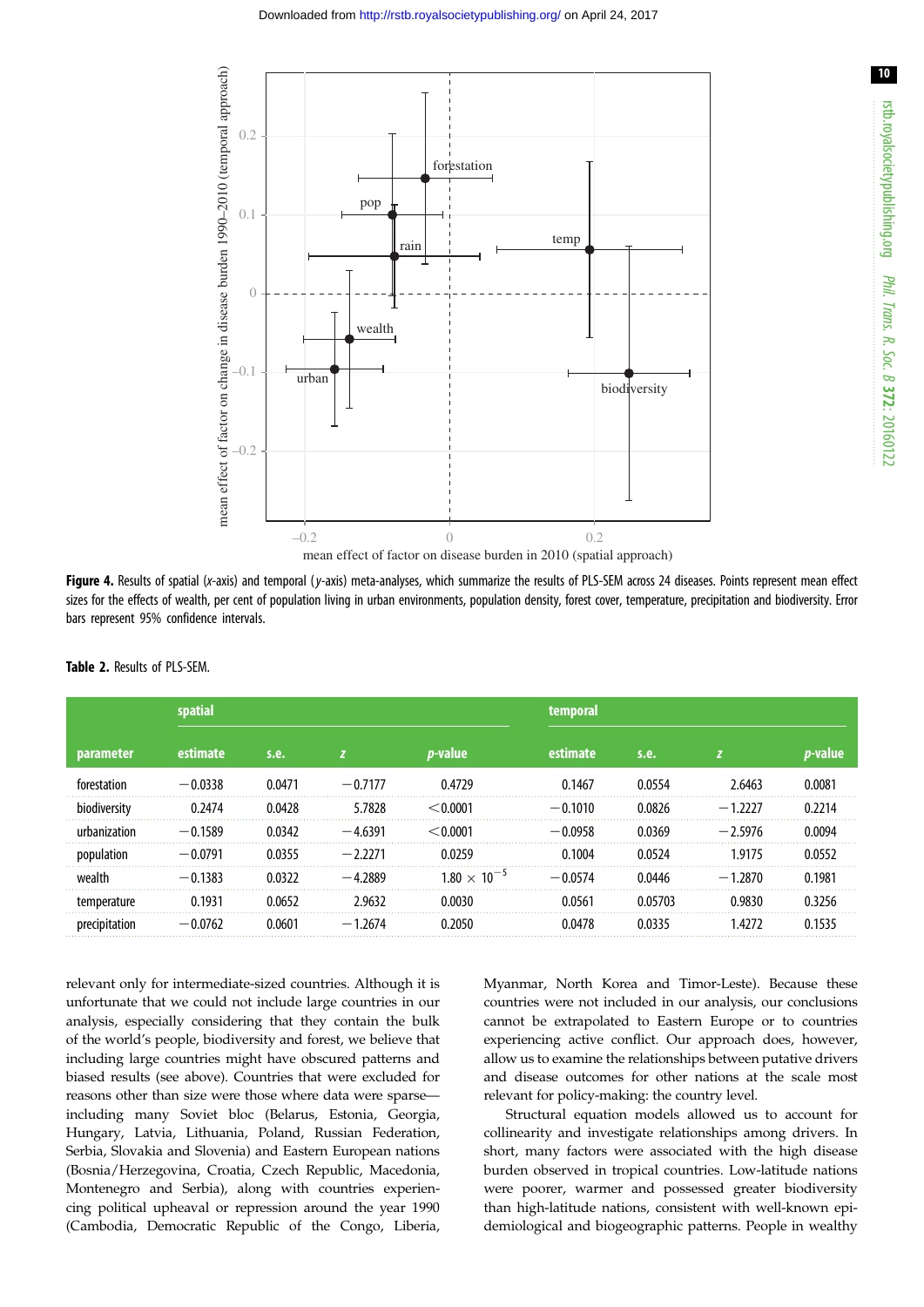Figure 4. Results of spatial (*x*-axis) and temporal (*y*-axis) meta-analyses, which summarize the results of PLS-SEM across 24 diseases. Points represent mean effect sizes for the effects of wealth, per cent of population living in urban environments, population density, forest cover, temperature, precipitation and biodiversity. Error bars represent 95% confidence intervals.

**Table 2.** Results of PLS-SEM.

| | spatial | | | | temporal | | | |
|---|---|---|---|---|---|---|---|---|
| parameter | estimate | s.e. | *z* | *p*-value | estimate | s.e. | *z* | *p*-value |
| forestation | −0.0338 | 0.0471 | −0.7177 | 0.4729 | 0.1467 | 0.0554 | 2.6463 | 0.0081 |
| biodiversity | 0.2474 | 0.0428 | 5.7828 | <0.0001 | −0.1010 | 0.0826 | −1.2227 | 0.2214 |
| urbanization | −0.1589 | 0.0342 | −4.6391 | <0.0001 | −0.0958 | 0.0369 | −2.5976 | 0.0094 |
| population | −0.0791 | 0.0355 | −2.2271 | 0.0259 | 0.1004 | 0.0524 | 1.9175 | 0.0552 |
| wealth | −0.1383 | 0.0322 | −4.2889 | $1.80 \times 10^{-5}$ | −0.0574 | 0.0446 | −1.2870 | 0.1981 |
| temperature | 0.1931 | 0.0652 | 2.9632 | 0.0030 | 0.0561 | 0.05703 | 0.9830 | 0.3256 |
| precipitation | −0.0762 | 0.0601 | −1.2674 | 0.2050 | 0.0478 | 0.0335 | 1.4272 | 0.1535 |

relevant only for intermediate-sized countries. Although it is unfortunate that we could not include large countries in our analysis, especially considering that they contain the bulk of the world's people, biodiversity and forest, we believe that including large countries might have obscured patterns and biased results (see above). Countries that were excluded for reasons other than size were those where data were sparse—including many Soviet bloc (Belarus, Estonia, Georgia, Hungary, Latvia, Lithuania, Poland, Russian Federation, Serbia, Slovakia and Slovenia) and Eastern European nations (Bosnia/Herzegovina, Croatia, Czech Republic, Macedonia, Montenegro and Serbia), along with countries experiencing political upheaval or repression around the year 1990 (Cambodia, Democratic Republic of the Congo, Liberia, Myanmar, North Korea and Timor-Leste). Because these countries were not included in our analysis, our conclusions cannot be extrapolated to Eastern Europe or to countries experiencing active conflict. Our approach does, however, allow us to examine the relationships between putative drivers and disease outcomes for other nations at the scale most relevant for policy-making: the country level.

Structural equation models allowed us to account for collinearity and investigate relationships among drivers. In short, many factors were associated with the high disease burden observed in tropical countries. Low-latitude nations were poorer, warmer and possessed greater biodiversity than high-latitude nations, consistent with well-known epidemiological and biogeographic patterns. People in wealthy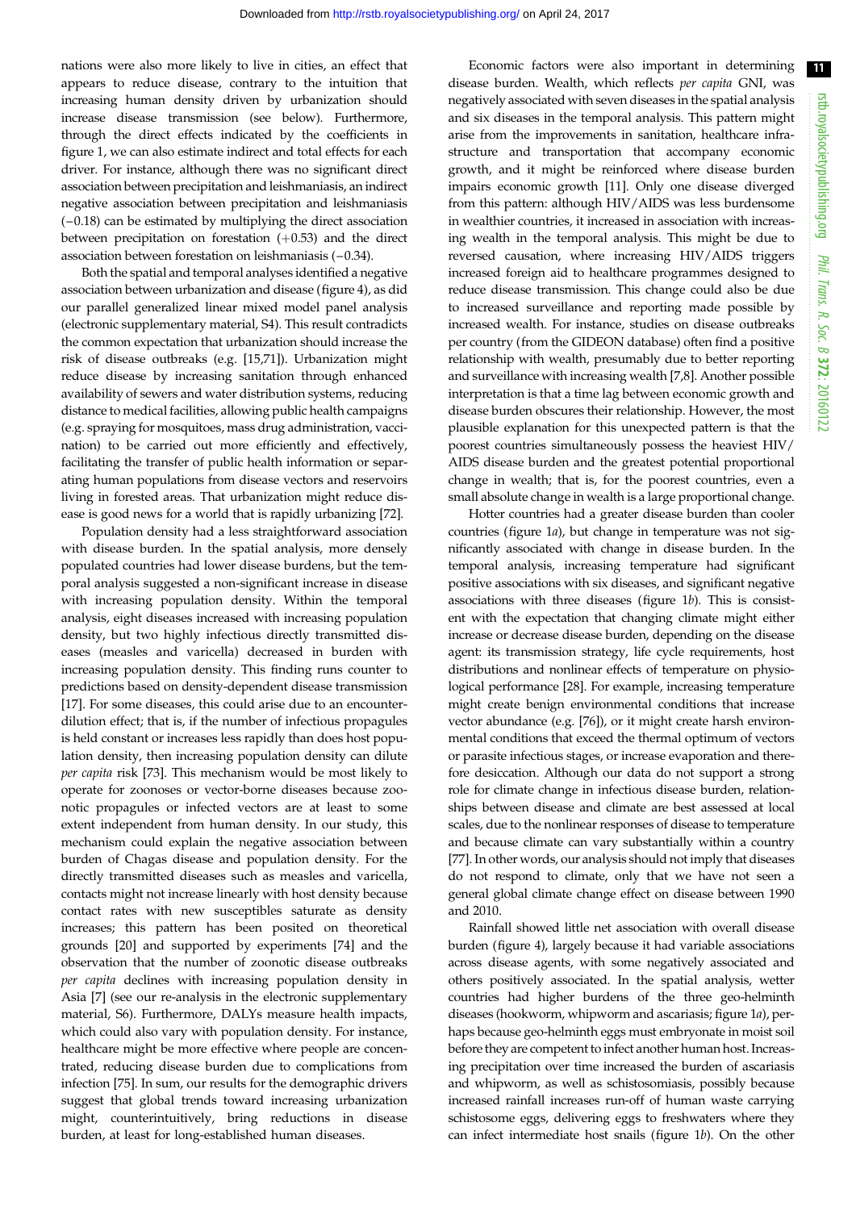nations were also more likely to live in cities, an effect that appears to reduce disease, contrary to the intuition that increasing human density driven by urbanization should increase disease transmission (see below). Furthermore, through the direct effects indicated by the coefficients in figure 1, we can also estimate indirect and total effects for each driver. For instance, although there was no significant direct association between precipitation and leishmaniasis, an indirect negative association between precipitation and leishmaniasis (−0.18) can be estimated by multiplying the direct association between precipitation on forestation (+0.53) and the direct association between forestation on leishmaniasis (−0.34).

Both the spatial and temporal analyses identified a negative association between urbanization and disease (figure 4), as did our parallel generalized linear mixed model panel analysis (electronic supplementary material, S4). This result contradicts the common expectation that urbanization should increase the risk of disease outbreaks (e.g. [15,71]). Urbanization might reduce disease by increasing sanitation through enhanced availability of sewers and water distribution systems, reducing distance to medical facilities, allowing public health campaigns (e.g. spraying for mosquitoes, mass drug administration, vaccination) to be carried out more efficiently and effectively, facilitating the transfer of public health information or separating human populations from disease vectors and reservoirs living in forested areas. That urbanization might reduce disease is good news for a world that is rapidly urbanizing [72].

Population density had a less straightforward association with disease burden. In the spatial analysis, more densely populated countries had lower disease burdens, but the temporal analysis suggested a non-significant increase in disease with increasing population density. Within the temporal analysis, eight diseases increased with increasing population density, but two highly infectious directly transmitted diseases (measles and varicella) decreased in burden with increasing population density. This finding runs counter to predictions based on density-dependent disease transmission [17]. For some diseases, this could arise due to an encounter-dilution effect; that is, if the number of infectious propagules is held constant or increases less rapidly than does host population density, then increasing population density can dilute *per capita* risk [73]. This mechanism would be most likely to operate for zoonoses or vector-borne diseases because zoonotic propagules or infected vectors are at least to some extent independent from human density. In our study, this mechanism could explain the negative association between burden of Chagas disease and population density. For the directly transmitted diseases such as measles and varicella, contacts might not increase linearly with host density because contact rates with new susceptibles saturate as density increases; this pattern has posited on theoretical grounds [20] and supported by experiments [74] and the observation that the number of zoonotic disease outbreaks *per capita* declines with increasing population density in Asia [7] (see our re-analysis in the electronic supplementary material, S6). Furthermore, DALYs measure health impacts, which could also vary with population density. For instance, healthcare might be more effective where people are concentrated, reducing disease burden due to complications from infection [75]. In sum, our results for the demographic drivers suggest that global trends toward increasing urbanization might, counterintuitively, bring reductions in disease burden, at least for long-established human diseases.

Economic factors were also important in determining disease burden. Wealth, which reflects *per capita* GNI, was negatively associated with seven diseases in the spatial analysis and six diseases in the temporal analysis. This pattern might arise from the improvements in sanitation, healthcare infrastructure and transportation that accompany economic growth, and it might be reinforced where disease burden impairs economic growth [11]. Only one disease diverged from this pattern: although HIV/AIDS was less burdensome in wealthier countries, it increased in association with increasing wealth in the temporal analysis. This might be due to reversed causation, where increasing HIV/AIDS triggers increased foreign aid to healthcare programmes designed to reduce disease transmission. This change could also be due to increased surveillance and reporting made possible by increased wealth. For instance, studies on disease outbreaks per country (from the GIDEON database) often find a positive relationship with wealth, presumably due to better reporting and surveillance with increasing wealth [7,8]. Another possible interpretation is that a time lag between economic growth and disease burden obscures their relationship. However, the most plausible explanation for this unexpected pattern is that the poorest countries simultaneously possess the heaviest HIV/AIDS disease burden and the greatest potential proportional change in wealth; that is, for the poorest countries, even a small absolute change in wealth is a large proportional change.

Hotter countries had a greater disease burden than cooler countries (figure 1*a*), but change in temperature was not significantly associated with change in disease burden. In the temporal analysis, increasing temperature had significant positive associations with six diseases, and significant negative associations with three diseases (figure 1*b*). This is consistent with the expectation that changing climate might either increase or decrease disease burden, depending on the disease agent: its transmission strategy, life cycle requirements, host distributions and nonlinear effects of temperature on physiological performance [28]. For example, increasing temperature might create benign environmental conditions that increase vector abundance (e.g. [76]), or it might create harsh environmental conditions that exceed the thermal optimum of vectors or parasite infectious stages, or increase evaporation and therefore desiccation. Although our data do not support a strong role for climate change in infectious disease burden, relationships between disease and climate are best assessed at local scales, due to the nonlinear responses of disease to temperature and because climate can vary substantially within a country [77]. In other words, our analysis should not imply that diseases do not respond to climate, only that we have not seen a general global climate change effect on disease between 1990 and 2010.

Rainfall showed little net association with overall disease burden (figure 4), largely because it had variable associations across disease agents, with some negatively associated and others positively associated. In the spatial analysis, wetter countries had higher burdens of the three geo-helminth diseases (hookworm, whipworm and ascariasis; figure 1*a*), perhaps because geo-helminth eggs must embryonate in moist soil before they are competent to infect another human host. Increasing precipitation over time increased the burden of ascariasis and whipworm, as well as schistosomiasis, possibly because increased rainfall increases run-off of human waste carrying schistosome eggs, delivering eggs to freshwaters where they can infect intermediate host snails (figure 1*b*). On the other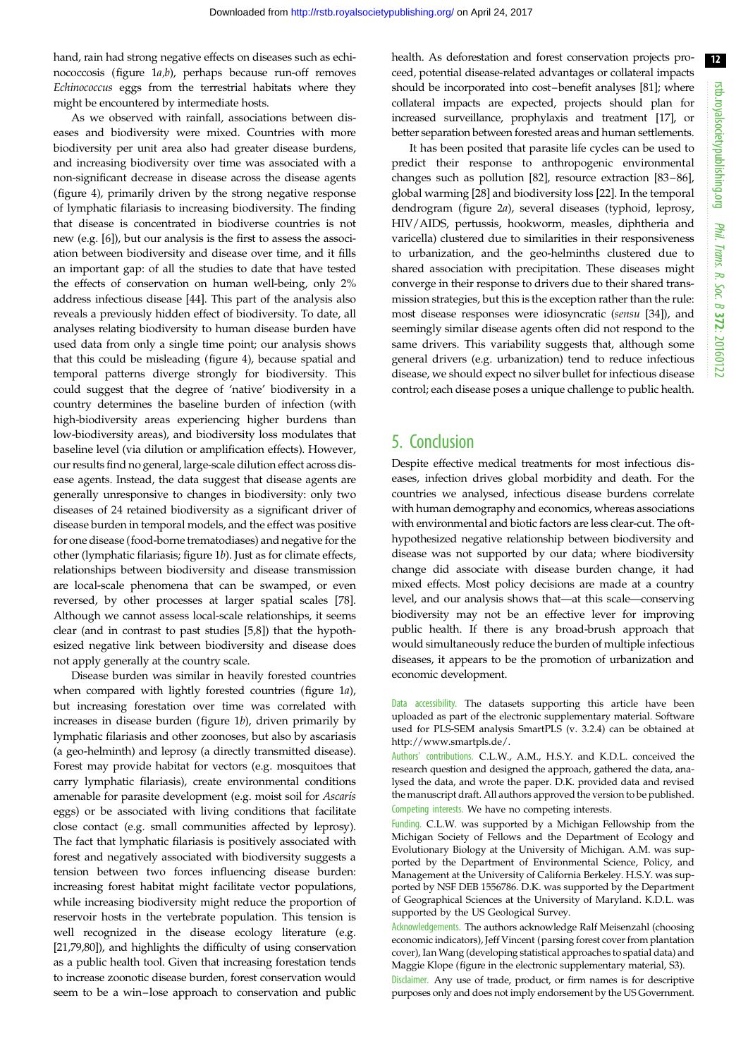hand, rain had strong negative effects on diseases such as echinococcosis (figure 1*a,b*), perhaps because run-off removes *Echinococcus* eggs from the terrestrial habitats where they might be encountered by intermediate hosts.

As we observed with rainfall, associations between diseases and biodiversity were mixed. Countries with more biodiversity per unit area also had greater disease burdens, and increasing biodiversity over time was associated with a non-significant decrease in disease across the disease agents (figure 4), primarily driven by the strong negative response of lymphatic filariasis to increasing biodiversity. The finding that disease is concentrated in biodiverse countries is not new (e.g. [6]), but our analysis is the first to assess the association between biodiversity and disease over time, and it fills an important gap: of all the studies to date that have tested the effects of conservation on human well-being, only 2% address infectious disease [44]. This part of the analysis also reveals a previously hidden effect of biodiversity. To date, all analyses relating biodiversity to human disease burden have used data from only a single time point; our analysis shows that this could be misleading (figure 4), because spatial and temporal patterns diverge strongly for biodiversity. This could suggest that the degree of 'native' biodiversity in a country determines the baseline burden of infection (with high-biodiversity areas experiencing higher burdens than low-biodiversity areas), and biodiversity loss modulates that baseline level (via dilution or amplification effects). However, our results find no general, large-scale dilution effect across disease agents. Instead, the data suggest that disease agents are generally unresponsive to changes in biodiversity: only two diseases of 24 retained biodiversity as a significant driver of disease burden in temporal models, and the effect was positive for one disease (food-borne trematodiases) and negative for the other (lymphatic filariasis; figure 1*b*). Just as for climate effects, relationships between biodiversity and disease transmission are local-scale phenomena that can be swamped, or even reversed, by other processes at larger spatial scales [78]. Although we cannot assess local-scale relationships, it seems clear (and in contrast to past studies [5,8]) that the hypothesized negative link between biodiversity and disease does not apply generally at the country scale.

Disease burden was similar in heavily forested countries when compared with lightly forested countries (figure 1*a*), but increasing forestation over time was correlated with increases in disease burden (figure 1*b*), driven primarily by lymphatic filariasis and other zoonoses, but also by ascariasis (a geo-helminth) and leprosy (a directly transmitted disease). Forest may provide habitat for vectors (e.g. mosquitoes that carry lymphatic filariasis), create environmental conditions amenable for parasite development (e.g. moist soil for *Ascaris* eggs) or be associated with living conditions that facilitate close contact (e.g. small communities affected by leprosy). The fact that lymphatic filariasis is positively associated with forest and negatively associated with biodiversity suggests a tension between two forces influencing disease burden: increasing forest habitat might facilitate vector populations, while increasing biodiversity might reduce the proportion of reservoir hosts in the vertebrate population. This tension is well recognized in the disease ecology literature (e.g. [21,79,80]), and highlights the difficulty of using conservation as a public health tool. Given that increasing forestation tends to increase zoonotic disease burden, forest conservation would seem to be a win–lose approach to conservation and public health. As deforestation and forest conservation projects proceed, potential disease-related advantages or collateral impacts should be incorporated into cost–benefit analyses [81]; where collateral impacts are expected, projects should plan for increased surveillance, prophylaxis and treatment [17], or better separation between forested areas and human settlements.

It has been posited that parasite life cycles can be used to predict their response to anthropogenic environmental changes such as pollution [82], resource extraction [83–86], global warming [28] and biodiversity loss [22]. In the temporal dendrogram (figure 2*a*), several diseases (typhoid, leprosy, HIV/AIDS, pertussis, hookworm, measles, diphtheria and varicella) clustered due to similarities in their responsiveness to urbanization, and the geo-helminths clustered due to shared association with precipitation. These diseases might converge in their response to drivers due to their shared transmission strategies, but this is the exception rather than the rule: most disease responses were idiosyncratic (*sensu* [34]), and seemingly similar disease agents often did not respond to the same drivers. This variability suggests that, although some general drivers (e.g. urbanization) tend to reduce infectious disease, we should expect no silver bullet for infectious disease control; each disease poses a unique challenge to public health.

## 5. Conclusion

Despite effective medical treatments for most infectious diseases, infection drives global morbidity and death. For the countries we analysed, infectious disease burdens correlate with human demography and economics, whereas associations with environmental and biotic factors are less clear-cut. The oft-hypothesized negative relationship between biodiversity and disease was not supported by our data; where biodiversity change did associate with disease burden change, it had mixed effects. Most policy decisions are made at a country level, and our analysis shows that—at this scale—conserving biodiversity may not be an effective lever for improving public health. If there is any broad-brush approach that would simultaneously reduce the burden of multiple infectious diseases, it appears to be the promotion of urbanization and economic development.

Data accessibility. The datasets supporting this article have been uploaded as part of the electronic supplementary material. Software used for PLS-SEM analysis SmartPLS (v. 3.2.4) can be obtained at http://www.smartpls.de/.

Authors' contributions. C.L.W., A.M., H.S.Y. and K.D.L. conceived the research question and designed the approach, gathered the data, analysed the data, and wrote the paper. D.K. provided data and revised the manuscript draft. All authors approved the version to be published.

Competing interests. We have no competing interests.

Funding. C.L.W. was supported by a Michigan Fellowship from the Michigan Society of Fellows and the Department of Ecology and Evolutionary Biology at the University of Michigan. A.M. was supported by the Department of Environmental Science, Policy, and Management at the University of California Berkeley. H.S.Y. was supported by NSF DEB 1556786. D.K. was supported by the Department of Geographical Sciences at the University of Maryland. K.D.L. was supported by the US Geological Survey.

Acknowledgements. The authors acknowledge Ralf Meisenzahl (choosing economic indicators), Jeff Vincent (parsing forest cover from plantation cover), Ian Wang (developing statistical approaches to spatial data) and Maggie Klope (figure in the electronic supplementary material, S3).

Disclaimer. Any use of trade, product, or firm names is for descriptive purposes only and does not imply endorsement by the US Government.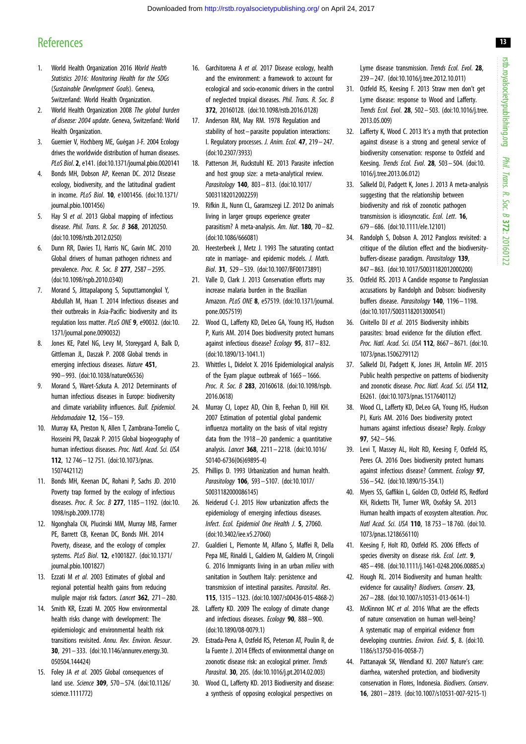## References

1. World Health Organization 2016 *World Health Statistics 2016: Monitoring Health for the SDGs* (*Sustainable Development Goals*). Geneva, Switzerland: World Health Organization.
2. World Health Organization 2008 *The global burden of disease: 2004 update*. Geneva, Switzerland: World Health Organization.
3. Guernier V, Hochberg ME, Guégan J-F. 2004 Ecology drives the worldwide distribution of human diseases. *PLoS Biol*. **2**, e141. (doi:10.1371/journal.pbio.0020141
4. Bonds MH, Dobson AP, Keenan DC. 2012 Disease ecology, biodiversity, and the latitudinal gradient in income. *PLoS Biol*. **10**, e1001456. (doi:10.1371/journal.pbio.1001456)
5. Hay SI *et al.* 2013 Global mapping of infectious disease. *Phil. Trans. R. Soc. B* **368**, 20120250. (doi:10.1098/rstb.2012.0250)
6. Dunn RR, Davies TJ, Harris NC, Gavin MC. 2010 Global drivers of human pathogen richness and prevalence. *Proc. R. Soc. B* **277**, 2587–2595. (doi:10.1098/rspb.2010.0340)
7. Morand S, Jittapalapong S, Suputtamongkol Y, Abdullah M, Huan T. 2014 Infectious diseases and their outbreaks in Asia-Pacific: biodiversity and its regulation loss matter. *PLoS ONE* **9**, e90032. (doi:10.1371/journal.pone.0090032)
8. Jones KE, Patel NG, Levy M, Storeygard A, Balk D, Gittleman JL, Daszak P. 2008 Global trends in emerging infectious diseases. *Nature* **451**, 990–993. (doi:10.1038/nature06536)
9. Morand S, Waret-Szkuta A. 2012 Determinants of human infectious diseases in Europe: biodiversity and climate variability influences. *Bull. Epidemiol. Hebdomadaire* **12**, 156–159.
10. Murray KA, Preston N, Allen T, Zambrana-Torrelio C, Hosseini PR, Daszak P. 2015 Global biogeography of human infectious diseases. *Proc. Natl. Acad. Sci. USA* **112**, 12 746–12 751. (doi:10.1073/pnas.1507442112)
11. Bonds MH, Keenan DC, Rohani P, Sachs JD. 2010 Poverty trap formed by the ecology of infectious diseases. *Proc. R. Soc. B* **277**, 1185–1192. (doi:10.1098/rspb.2009.1778)
12. Ngonghala CN, Plucinski MM, Murray MB, Farmer PE, Barrett CB, Keenan DC, Bonds MH. 2014 Poverty, disease, and the ecology of complex systems. *PLoS Biol*. **12**, e1001827. (doi:10.1371/journal.pbio.1001827)
13. Ezzati M *et al.* 2003 Estimates of global and regional potential health gains from reducing muliple major risk factors. *Lancet* **362**, 271–280.
14. Smith KR, Ezzati M. 2005 How environmental health risks change with development: The epidemiologic and environmental health risk transitions revisited. *Annu. Rev. Environ. Resour*. **30**, 291–333. (doi:10.1146/annurev.energy.30.050504.144424)
15. Foley JA *et al.* 2005 Global consequences of land use. *Science* **309**, 570–574. (doi:10.1126/science.1111772)
16. Garchitorena A *et al.* 2017 Disease ecology, health and the environment: a framework to account for ecological and socio-economic drivers in the control of neglected tropical diseases. *Phil. Trans. R. Soc. B* **372**, 20160128. (doi:10.1098/rstb.2016.0128)
17. Anderson RM, May RM. 1978 Regulation and stability of host–parasite population interactions: I. Regulatory processes. *J. Anim. Ecol*. **47**, 219–247. (doi:10.2307/3933)
18. Patterson JH, Ruckstuhl KE. 2013 Parasite infection and host group size: a meta-analytical review. *Parasitology* **140**, 803–813. (doi:10.1017/S0031182012002259)
19. Rifkin JL, Nunn CL, Garamszegi LZ. 2012 Do animals living in larger groups experience greater parasitism? A meta-analysis. *Am. Nat*. **180**, 70–82. (doi:10.1086/666081)
20. Heesterbeek J, Metz J. 1993 The saturating contact rate in marriage- and epidemic models. *J. Math. Biol*. **31**, 529–539. (doi:10.1007/BF00173891)
21. Valle D, Clark J. 2013 Conservation efforts may increase malaria burden in the Brazilian Amazon. *PLoS ONE* **8**, e57519. (doi:10.1371/journal.pone.0057519)
22. Wood CL, Lafferty KD, DeLeo GA, Young HS, Hudson P, Kuris AM. 2014 Does biodiversity protect humans against infectious disease? *Ecology* **95**, 817–832. (doi:10.1890/13-1041.1)
23. Whittles L, Didelot X. 2016 Epidemiological analysis of the Eyam plague outbreak of 1665–1666. *Proc. R. Soc. B* **283**, 20160618. (doi:10.1098/rspb.2016.0618)
24. Murray CJ, Lopez AD, Chin B, Feehan D, Hill KH. 2007 Estimation of potential global pandemic influenza mortality on the basis of vital registry data from the 1918–20 pandemic: a quantitative analysis. *Lancet* **368**, 2211–2218. (doi:10.1016/S0140-6736(06)69895-4)
25. Phillips D. 1993 Urbanization and human health. *Parasitology* **106**, S93–S107. (doi:10.1017/S0031182000086145)
26. Neiderud C-J. 2015 How urbanization affects the epidemiology of emerging infectious diseases. *Infect. Ecol. Epidemiol One Health J*. **5**, 27060. (doi:10.3402/iee.v5.27060)
27. Gualdieri L, Piemonte M, Alfano S, Maffei R, Della Pepa ME, Rinaldi L, Galdiero M, Galdiero M, Cringoli G. 2016 Immigrants living in an urban *milieu* with sanitation in Southern Italy: persistence and transmission of intestinal parasites. *Parasitol. Res*. **115**, 1315–1323. (doi:10.1007/s00436-015-4868-2)
28. Lafferty KD. 2009 The ecology of climate change and infectious diseases. *Ecology* **90**, 888–900. (doi:10.1890/08-0079.1)
29. Estrada-Pena A, Ostfeld RS, Peterson AT, Poulin R, de la Fuente J. 2014 Effects of environmental change on zoonotic disease risk: an ecological primer. *Trends Parasitol*. **30**, 205. (doi:10.1016/j.pt.2014.02.003)
30. Wood CL, Lafferty KD. 2013 Biodiversity and disease: a synthesis of opposing ecological perspectives on Lyme disease transmission. *Trends Ecol. Evol*. **28**, 239–247. (doi:10.1016/j.tree.2012.10.011)
31. Ostfeld RS, Keesing F. 2013 Straw men don't get Lyme disease: response to Wood and Lafferty. *Trends Ecol. Evol*. **28**, 502–503. (doi:10.1016/j.tree.2013.05.009)
32. Lafferty K, Wood C. 2013 It's a myth that protection against disease is a strong and general service of biodiversity conservation: response to Ostfeld and Keesing. *Trends Ecol. Evol*. **28**, 503–504. (doi:10.1016/j.tree.2013.06.012)
33. Salkeld DJ, Padgett K, Jones J. 2013 A meta-analysis suggesting that the relationship between biodiversity and risk of zoonotic pathogen transmission is idiosyncratic. *Ecol. Lett*. **16**, 679–686. (doi:10.1111/ele.12101)
34. Randolph S, Dobson A. 2012 Pangloss revisited: a critique of the dilution effect and the biodiversity-buffers-disease paradigm. *Parasitology* **139**, 847–863. (doi:10.1017/S0031182012000200)
35. Ostfeld RS. 2013 A Candide response to Panglossian accusations by Randolph and Dobson: biodiversity buffers disease. *Parasitology* **140**, 1196–1198. (doi:10.1017/S0031182013000541)
36. Civitello DJ *et al.* 2015 Biodiversity inhibits parasites: broad evidence for the dilution effect. *Proc. Natl. Acad. Sci. USA* **112**, 8667–8671. (doi:10.1073/pnas.1506279112)
37. Salkeld DJ, Padgett K, Jones JH, Antolin MF. 2015 Public health perspective on patterns of biodiversity and zoonotic disease. *Proc. Natl. Acad. Sci. USA* **112**, E6261. (doi:10.1073/pnas.1517640112)
38. Wood CL, Lafferty KD, DeLeo GA, Young HS, Hudson PJ, Kuris AM. 2016 Does biodiversity protect humans against infectious disease? Reply. *Ecology* **97**, 542–546.
39. Levi T, Massey AL, Holt RD, Keesing F, Ostfeld RS, Peres CA. 2016 Does biodiversity protect humans against infectious disease? Comment. *Ecology* **97**, 536–542. (doi:10.1890/15-354.1)
40. Myers SS, Gaffikin L, Golden CD, Ostfeld RS, Redford KH, Ricketts TH, Turner WR, Osofsky SA. 2013 Human health impacts of ecosystem alteration. *Proc. Natl Acad. Sci. USA* **110**, 18 753–18 760. (doi:10.1073/pnas.1218656110)
41. Keesing F, Holt RD, Ostfeld RS. 2006 Effects of species diversity on disease risk. *Ecol. Lett*. **9**, 485–498. (doi:10.1111/j.1461-0248.2006.00885.x)
42. Hough RL. 2014 Biodiversity and human health: evidence for causality? *Biodivers. Conserv*. **23**, 267–288. (doi:10.1007/s10531-013-0614-1)
43. McKinnon MC *et al.* 2016 What are the effects of nature conservation on human well-being? A systematic map of empirical evidence from developing countries. *Environ. Evid*. **5**, 8. (doi:10.1186/s13750-016-0058-7)
44. Pattanayak SK, Wendland KJ. 2007 Nature's care: diarrhea, watershed protection, and biodiversity conservation in Flores, Indonesia. *Biodivers. Conserv*. **16**, 2801–2819. (doi:10.1007/s10531-007-9215-1)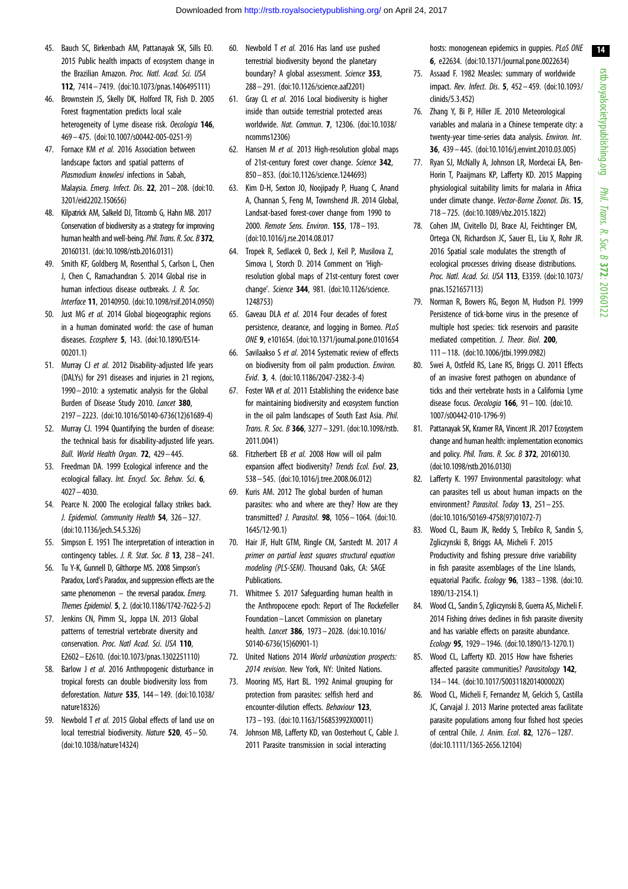45. Bauch SC, Birkenbach AM, Pattanayak SK, Sills EO. 2015 Public health impacts of ecosystem change in the Brazilian Amazon. *Proc. Natl. Acad. Sci. USA* **112**, 7414–7419. (doi:10.1073/pnas.1406495111)
46. Brownstein JS, Skelly DK, Holford TR, Fish D. 2005 Forest fragmentation predicts local scale heterogeneity of Lyme disease risk. *Oecologia* **146**, 469–475. (doi:10.1007/s00442-005-0251-9)
47. Fornace KM *et al.* 2016 Association between landscape factors and spatial patterns of *Plasmodium knowlesi* infections in Sabah, Malaysia. *Emerg. Infect. Dis*. **22**, 201–208. (doi:10.3201/eid2202.150656)
48. Kilpatrick AM, Salkeld DJ, Titcomb G, Hahn MB. 2017 Conservation of biodiversity as a strategy for improving human health and well-being. *Phil. Trans. R. Soc. B* **372**, 20160131. (doi:10.1098/rstb.2016.0131)
49. Smith KF, Goldberg M, Rosenthal S, Carlson L, Chen J, Chen C, Ramachandran S. 2014 Global rise in human infectious disease outbreaks. *J. R. Soc. Interface* **11**, 20140950. (doi:10.1098/rsif.2014.0950)
50. Just MG *et al.* 2014 Global biogeographic regions in a human dominated world: the case of human diseases. *Ecosphere* **5**, 143. (doi:10.1890/ES14-00201.1)
51. Murray CJ *et al.* 2012 Disability-adjusted life years (DALYs) for 291 diseases and injuries in 21 regions, 1990–2010: a systematic analysis for the Global Burden of Disease Study 2010. *Lancet* **380**, 2197–2223. (doi:10.1016/S0140-6736(12)61689-4)
52. Murray CJ. 1994 Quantifying the burden of disease: the technical basis for disability-adjusted life years. *Bull. World Health Organ*. **72**, 429–445.
53. Freedman DA. 1999 Ecological inference and the ecological fallacy. *Int. Encycl. Soc. Behav. Sci*. **6**, 4027–4030.
54. Pearce N. 2000 The ecological fallacy strikes back. *J. Epidemiol. Community Health* **54**, 326–327. (doi:10.1136/jech.54.5.326)
55. Simpson E. 1951 The interpretation of interaction in contingency tables. *J. R. Stat. Soc. B* **13**, 238–241.
56. Tu Y-K, Gunnell D, Gilthorpe MS. 2008 Simpson's Paradox, Lord's Paradox, and suppression effects are the same phenomenon – the reversal paradox. *Emerg. Themes Epidemiol.* **5**, 2. (doi:10.1186/1742-7622-5-2)
57. Jenkins CN, Pimm SL, Joppa LN. 2013 Global patterns of terrestrial vertebrate diversity and conservation. *Proc. Natl Acad. Sci. USA* **110**, E2602–E2610. (doi:10.1073/pnas.1302251110)
58. Barlow J *et al.* 2016 Anthropogenic disturbance in tropical forests can double biodiversity loss from deforestation. *Nature* **535**, 144–149. (doi:10.1038/nature18326)
59. Newbold T *et al.* 2015 Global effects of land use on local terrestrial biodiversity. *Nature* **520**, 45–50. (doi:10.1038/nature14324)
60. Newbold T *et al.* 2016 Has land use pushed terrestrial biodiversity beyond the planetary boundary? A global assessment. *Science* **353**, 288–291. (doi:10.1126/science.aaf2201)
61. Gray CL *et al.* 2016 Local biodiversity is higher inside than outside terrestrial protected areas worldwide. *Nat. Commun*. **7**, 12306. (doi:10.1038/ncomms12306)
62. Hansen M *et al.* 2013 High-resolution global maps of 21st-century forest cover change. *Science* **342**, 850–853. (doi:10.1126/science.1244693)
63. Kim D-H, Sexton JO, Noojipady P, Huang C, Anand A, Channan S, Feng M, Townshend JR. 2014 Global, Landsat-based forest-cover change from 1990 to 2000. *Remote Sens. Environ*. **155**, 178–193. (doi:10.1016/j.rse.2014.08.017
64. Tropek R, Sedlacek O, Beck J, Keil P, Musilova Z, Simova I, Storch D. 2014 Comment on 'High-resolution global maps of 21st-century forest cover change'. *Science* **344**, 981. (doi:10.1126/science.1248753)
65. Gaveau DLA *et al.* 2014 Four decades of forest persistence, clearance, and logging in Borneo. *PLoS ONE* **9**, e101654. (doi:10.1371/journal.pone.0101654
66. Savilaakso S *et al.* 2014 Systematic review of effects on biodiversity from oil palm production. *Environ. Evid*. **3**, 4. (doi:10.1186/2047-2382-3-4)
67. Foster WA *et al.* 2011 Establishing the evidence base for maintaining biodiversity and ecosystem function in the oil palm landscapes of South East Asia. *Phil. Trans. R. Soc. B* **366**, 3277–3291. (doi:10.1098/rstb.2011.0041)
68. Fitzherbert EB *et al.* 2008 How will oil palm expansion affect biodiversity? *Trends Ecol. Evol*. **23**, 538–545. (doi:10.1016/j.tree.2008.06.012)
69. Kuris AM. 2012 The global burden of human parasites: who and where are they? How are they transmitted? *J. Parasitol*. **98**, 1056–1064. (doi:10.1645/12-90.1)
70. Hair JF, Hult GTM, Ringle CM, Sarstedt M. 2017 *A primer on partial least squares structural equation modeling (PLS-SEM)*. Thousand Oaks, CA: SAGE Publications.
71. Whitmee S. 2017 Safeguarding human health in the Anthropocene epoch: Report of The Rockefeller Foundation–Lancet Commission on planetary health. *Lancet* **386**, 1973–2028. (doi:10.1016/S0140-6736(15)60901-1)
72. United Nations 2014 *World urbanization prospects: 2014 revision*. New York, NY: United Nations.
73. Mooring MS, Hart BL. 1992 Animal grouping for protection from parasites: selfish herd and encounter-dilution effects. *Behaviour* **123**, 173–193. (doi:10.1163/156853992X00011)
74. Johnson MB, Lafferty KD, van Oosterhout C, Cable J. 2011 Parasite transmission in social interacting hosts: monogenean epidemics in guppies. *PLoS ONE* **6**, e22634. (doi:10.1371/journal.pone.0022634)
75. Assaad F. 1982 Measles: summary of worldwide impact. *Rev. Infect. Dis*. **5**, 452–459. (doi:10.1093/clinids/5.3.452)
76. Zhang Y, Bi P, Hiller JE. 2010 Meteorological variables and malaria in a Chinese temperate city: a twenty-year time-series data analysis. *Environ. Int*. **36**, 439–445. (doi:10.1016/j.envint.2010.03.005)
77. Ryan SJ, McNally A, Johnson LR, Mordecai EA, Ben-Horin T, Paaijmans KP, Lafferty KD. 2015 Mapping physiological suitability limits for malaria in Africa under climate change. *Vector-Borne Zoonot. Dis*. **15**, 718–725. (doi:10.1089/vbz.2015.1822)
78. Cohen JM, Civitello DJ, Brace AJ, Feichtinger EM, Ortega CN, Richardson JC, Sauer EL, Liu X, Rohr JR. 2016 Spatial scale modulates the strength of ecological processes driving disease distributions. *Proc. Natl. Acad. Sci. USA* **113**, E3359. (doi:10.1073/pnas.1521657113)
79. Norman R, Bowers RG, Begon M, Hudson PJ. 1999 Persistence of tick-borne virus in the presence of multiple host species: tick reservoirs and parasite mediated competition. *J. Theor. Biol*. **200**, 111–118. (doi:10.1006/jtbi.1999.0982)
80. Swei A, Ostfeld RS, Lane RS, Briggs CJ. 2011 Effects of an invasive forest pathogen on abundance of ticks and their vertebrate hosts in a California Lyme disease focus. *Oecologia* **166**, 91–100. (doi:10.1007/s00442-010-1796-9)
81. Pattanayak SK, Kramer RA, Vincent JR. 2017 Ecosystem change and human health: implementation economics and policy. *Phil. Trans. R. Soc. B* **372**, 20160130. (doi:10.1098/rstb.2016.0130)
82. Lafferty K. 1997 Environmental parasitology: what can parasites tell us about human impacts on the environment? *Parasitol. Today* **13**, 251–255. (doi:10.1016/S0169-4758(97)01072-7)
83. Wood CL, Baum JK, Reddy S, Trebilco R, Sandin S, Zgliczynski B, Briggs AA, Micheli F. 2015 Productivity and fishing pressure drive variability in fish parasite assemblages of the Line Islands, equatorial Pacific. *Ecology* **96**, 1383–1398. (doi:10.1890/13-2154.1)
84. Wood CL, Sandin S, Zgliczynski B, Guerra AS, Micheli F. 2014 Fishing drives declines in fish parasite diversity and has variable effects on parasite abundance. *Ecology* **95**, 1929–1946. (doi:10.1890/13-1270.1)
85. Wood CL, Lafferty KD. 2015 How have fisheries affected parasite communities? *Parasitology* **142**, 134–144. (doi:10.1017/S003118201400002X)
86. Wood CL, Micheli F, Fernandez M, Gelcich S, Castilla JC, Carvajal J. 2013 Marine protected areas facilitate parasite populations among four fished host species of central Chile. *J. Anim. Ecol*. **82**, 1276–1287. (doi:10.1111/1365-2656.12104)